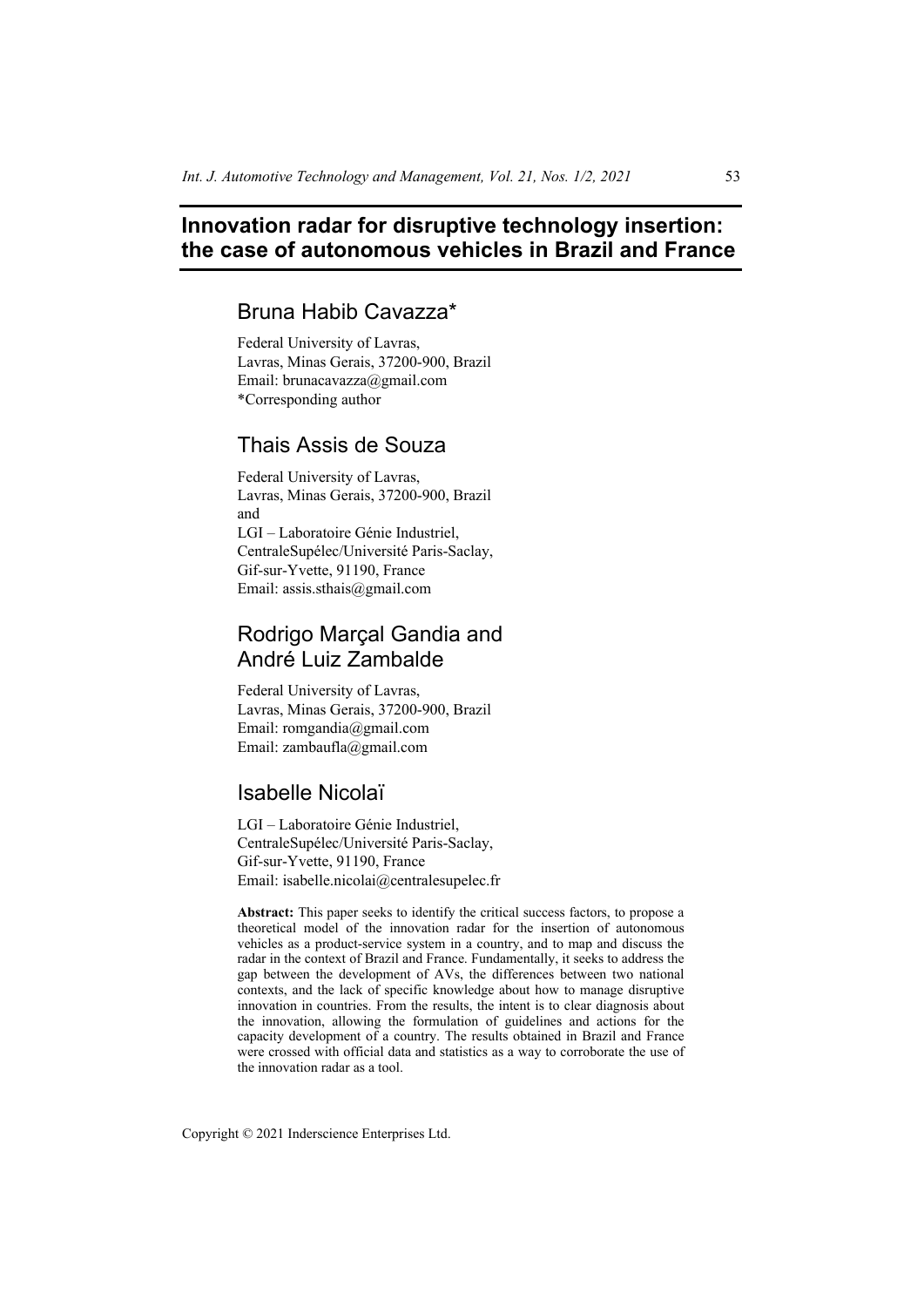# Innovation radar for disruptive technology insertion: the case of autonomous vehicles in Brazil and France

## Bruna Habib Cavazza*

Federal University of Lavras,
Lavras, Minas Gerais, 37200-900, Brazil
Email: brunacavazza@gmail.com
*Corresponding author

## Thais Assis de Souza

Federal University of Lavras,
Lavras, Minas Gerais, 37200-900, Brazil
and
LGI – Laboratoire Génie Industriel,
CentraleSupélec/Université Paris-Saclay,
Gif-sur-Yvette, 91190, France
Email: assis.sthais@gmail.com

## Rodrigo Marçal Gandia and André Luiz Zambalde

Federal University of Lavras,
Lavras, Minas Gerais, 37200-900, Brazil
Email: romgandia@gmail.com
Email: zambaufla@gmail.com

## Isabelle Nicolaï

LGI – Laboratoire Génie Industriel,
CentraleSupélec/Université Paris-Saclay,
Gif-sur-Yvette, 91190, France
Email: isabelle.nicolai@centralesupelec.fr

**Abstract:** This paper seeks to identify the critical success factors, to propose a theoretical model of the innovation radar for the insertion of autonomous vehicles as a product-service system in a country, and to map and discuss the radar in the context of Brazil and France. Fundamentally, it seeks to address the gap between the development of AVs, the differences between two national contexts, and the lack of specific knowledge about how to manage disruptive innovation in countries. From the results, the intent is to clear diagnosis about the innovation, allowing the formulation of guidelines and actions for the capacity development of a country. The results obtained in Brazil and France were crossed with official data and statistics as a way to corroborate the use of the innovation radar as a tool.

Copyright © 2021 Inderscience Enterprises Ltd.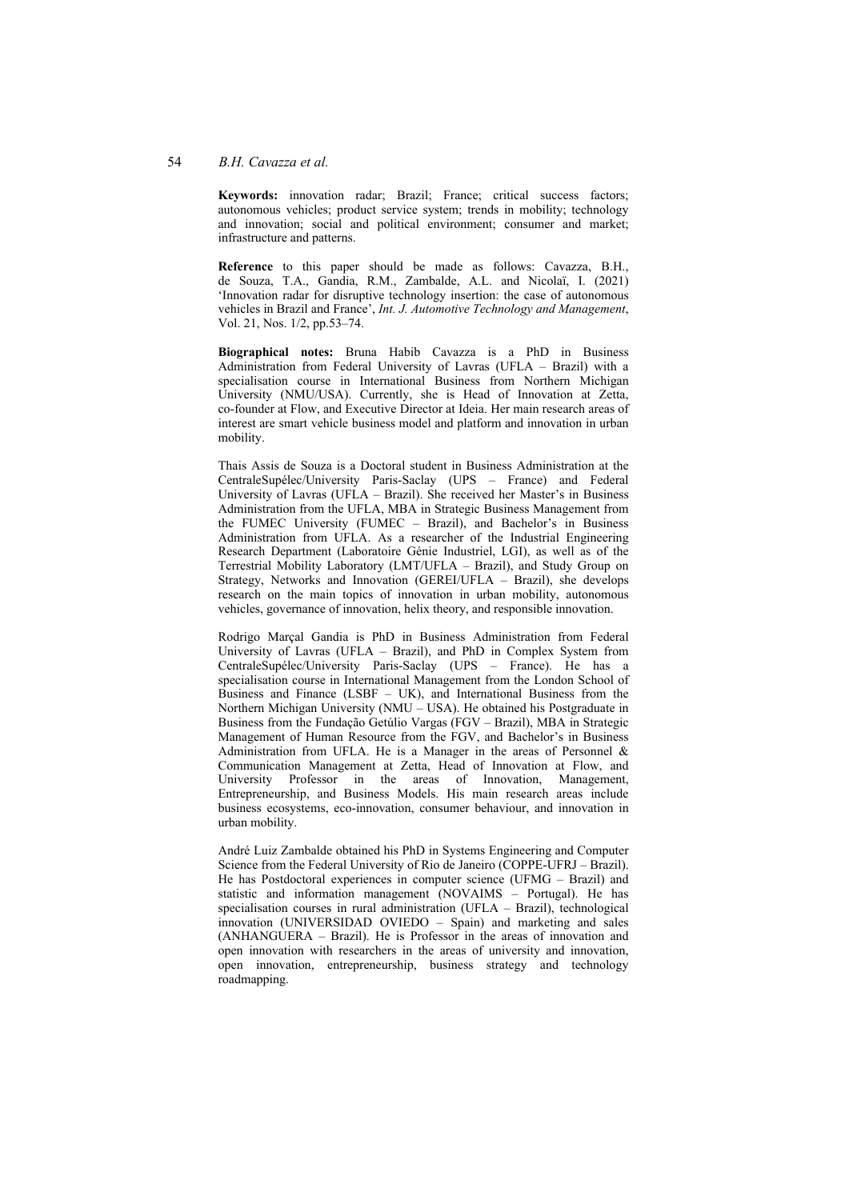**Keywords:** innovation radar; Brazil; France; critical success factors; autonomous vehicles; product service system; trends in mobility; technology and innovation; social and political environment; consumer and market; infrastructure and patterns.

**Reference** to this paper should be made as follows: Cavazza, B.H., de Souza, T.A., Gandia, R.M., Zambalde, A.L. and Nicolaï, I. (2021) 'Innovation radar for disruptive technology insertion: the case of autonomous vehicles in Brazil and France', *Int. J. Automotive Technology and Management*, Vol. 21, Nos. 1/2, pp.53–74.

**Biographical notes:** Bruna Habib Cavazza is a PhD in Business Administration from Federal University of Lavras (UFLA – Brazil) with a specialisation course in International Business from Northern Michigan University (NMU/USA). Currently, she is Head of Innovation at Zetta, co-founder at Flow, and Executive Director at Ideia. Her main research areas of interest are smart vehicle business model and platform and innovation in urban mobility.

Thais Assis de Souza is a Doctoral student in Business Administration at the CentraleSupélec/University Paris-Saclay (UPS – France) and Federal University of Lavras (UFLA – Brazil). She received her Master's in Business Administration from the UFLA, MBA in Strategic Business Management from the FUMEC University (FUMEC – Brazil), and Bachelor's in Business Administration from UFLA. As a researcher of the Industrial Engineering Research Department (Laboratoire Génie Industriel, LGI), as well as of the Terrestrial Mobility Laboratory (LMT/UFLA – Brazil), and Study Group on Strategy, Networks and Innovation (GEREI/UFLA – Brazil), she develops research on the main topics of innovation in urban mobility, autonomous vehicles, governance of innovation, helix theory, and responsible innovation.

Rodrigo Marçal Gandia is PhD in Business Administration from Federal University of Lavras (UFLA – Brazil), and PhD in Complex System from CentraleSupélec/University Paris-Saclay (UPS – France). He has a specialisation course in International Management from the London School of Business and Finance (LSBF – UK), and International Business from the Northern Michigan University (NMU – USA). He obtained his Postgraduate in Business from the Fundação Getúlio Vargas (FGV – Brazil), MBA in Strategic Management of Human Resource from the FGV, and Bachelor's in Business Administration from UFLA. He is a Manager in the areas of Personnel & Communication Management at Zetta, Head of Innovation at Flow, and University Professor in the areas of Innovation, Management, Entrepreneurship, and Business Models. His main research areas include business ecosystems, eco-innovation, consumer behaviour, and innovation in urban mobility.

André Luiz Zambalde obtained his PhD in Systems Engineering and Computer Science from the Federal University of Rio de Janeiro (COPPE-UFRJ – Brazil). He has Postdoctoral experiences in computer science (UFMG – Brazil) and statistic and information management (NOVAIMS – Portugal). He has specialisation courses in rural administration (UFLA – Brazil), technological innovation (UNIVERSIDAD OVIEDO – Spain) and marketing and sales (ANHANGUERA – Brazil). He is Professor in the areas of innovation and open innovation with researchers in the areas of university and innovation, open innovation, entrepreneurship, business strategy and technology roadmapping.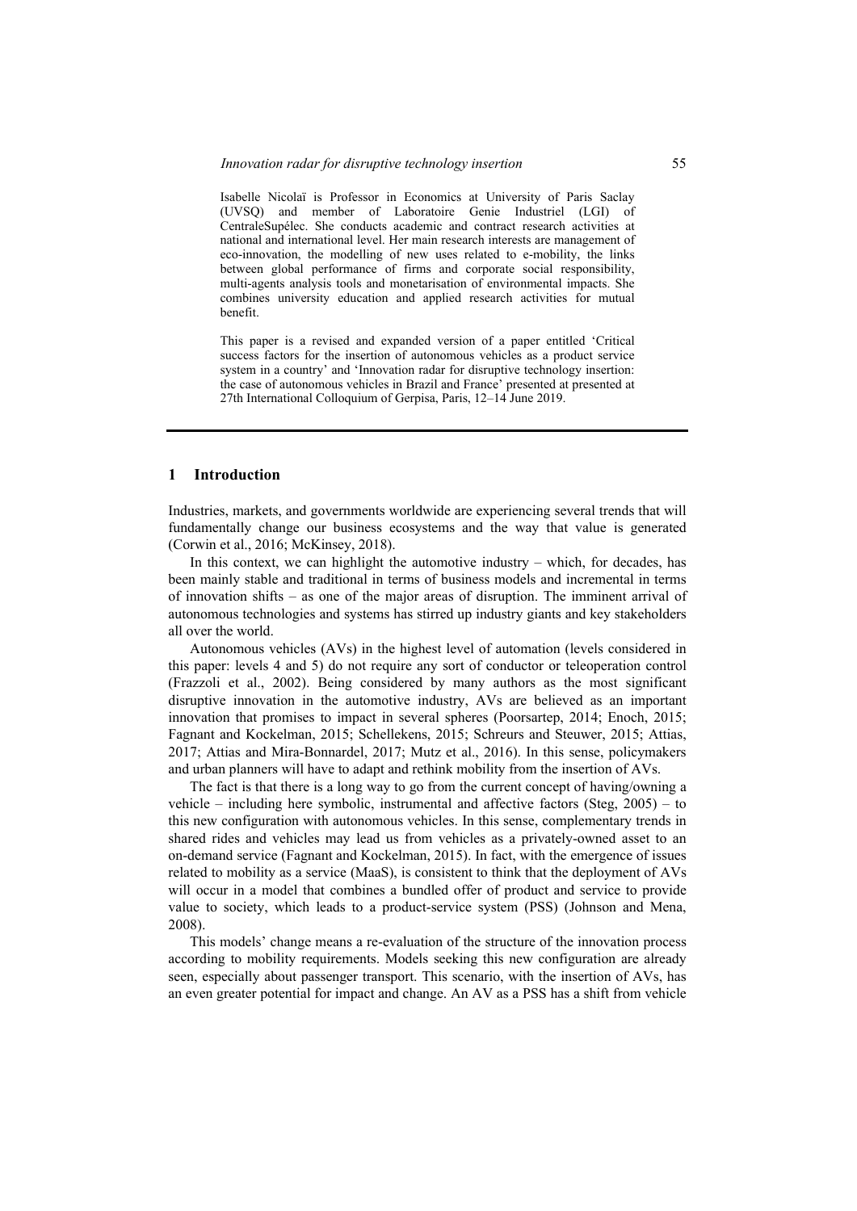Isabelle Nicolaï is Professor in Economics at University of Paris Saclay (UVSQ) and member of Laboratoire Genie Industriel (LGI) of CentraleSupélec. She conducts academic and contract research activities at national and international level. Her main research interests are management of eco-innovation, the modelling of new uses related to e-mobility, the links between global performance of firms and corporate social responsibility, multi-agents analysis tools and monetarisation of environmental impacts. She combines university education and applied research activities for mutual benefit.

This paper is a revised and expanded version of a paper entitled 'Critical success factors for the insertion of autonomous vehicles as a product service system in a country' and 'Innovation radar for disruptive technology insertion: the case of autonomous vehicles in Brazil and France' presented at presented at 27th International Colloquium of Gerpisa, Paris, 12–14 June 2019.

## 1 Introduction

Industries, markets, and governments worldwide are experiencing several trends that will fundamentally change our business ecosystems and the way that value is generated (Corwin et al., 2016; McKinsey, 2018).

In this context, we can highlight the automotive industry – which, for decades, has been mainly stable and traditional in terms of business models and incremental in terms of innovation shifts – as one of the major areas of disruption. The imminent arrival of autonomous technologies and systems has stirred up industry giants and key stakeholders all over the world.

Autonomous vehicles (AVs) in the highest level of automation (levels considered in this paper: levels 4 and 5) do not require any sort of conductor or teleoperation control (Frazzoli et al., 2002). Being considered by many authors as the most significant disruptive innovation in the automotive industry, AVs are believed as an important innovation that promises to impact in several spheres (Poorsartep, 2014; Enoch, 2015; Fagnant and Kockelman, 2015; Schellekens, 2015; Schreurs and Steuwer, 2015; Attias, 2017; Attias and Mira-Bonnardel, 2017; Mutz et al., 2016). In this sense, policymakers and urban planners will have to adapt and rethink mobility from the insertion of AVs.

The fact is that there is a long way to go from the current concept of having/owning a vehicle – including here symbolic, instrumental and affective factors (Steg, 2005) – to this new configuration with autonomous vehicles. In this sense, complementary trends in shared rides and vehicles may lead us from vehicles as a privately-owned asset to an on-demand service (Fagnant and Kockelman, 2015). In fact, with the emergence of issues related to mobility as a service (MaaS), is consistent to think that the deployment of AVs will occur in a model that combines a bundled offer of product and service to provide value to society, which leads to a product-service system (PSS) (Johnson and Mena, 2008).

This models' change means a re-evaluation of the structure of the innovation process according to mobility requirements. Models seeking this new configuration are already seen, especially about passenger transport. This scenario, with the insertion of AVs, has an even greater potential for impact and change. An AV as a PSS has a shift from vehicle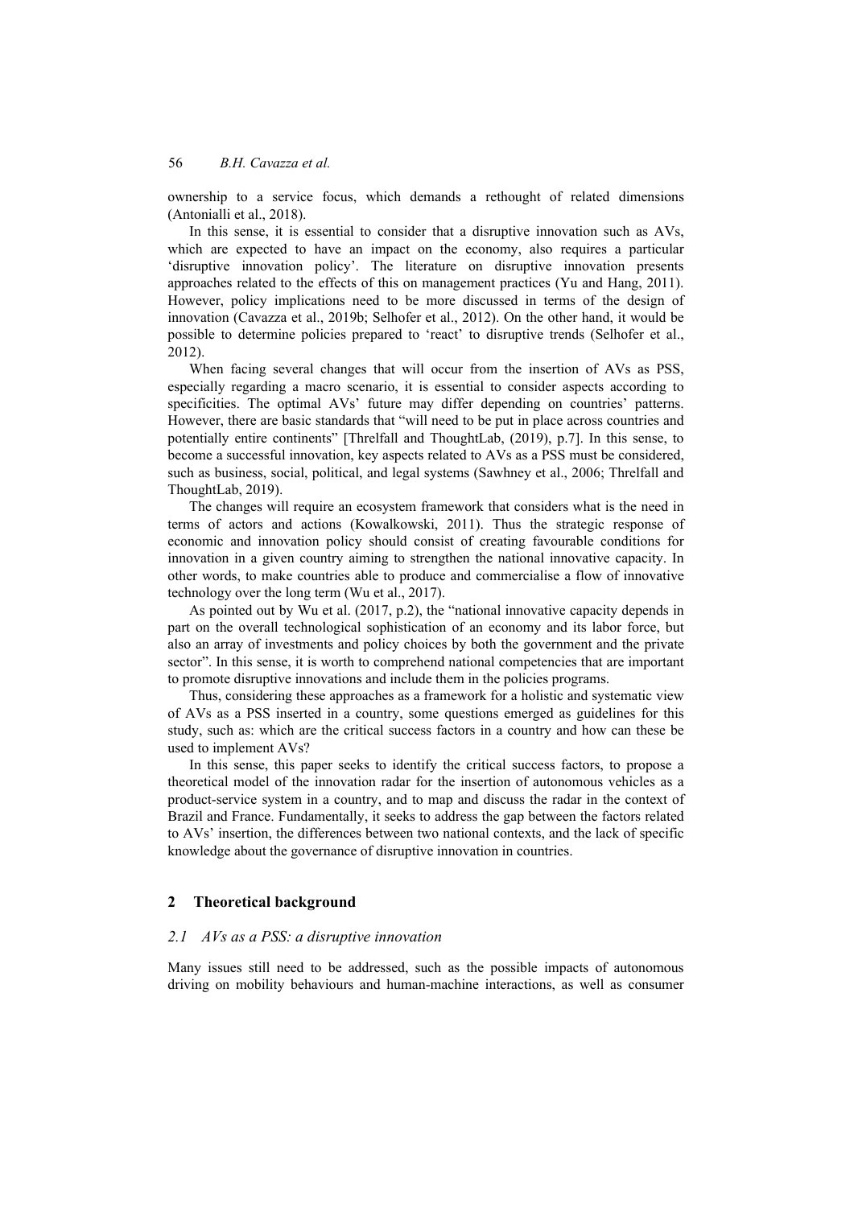ownership to a service focus, which demands a rethought of related dimensions (Antonialli et al., 2018).

In this sense, it is essential to consider that a disruptive innovation such as AVs, which are expected to have an impact on the economy, also requires a particular 'disruptive innovation policy'. The literature on disruptive innovation presents approaches related to the effects of this on management practices (Yu and Hang, 2011). However, policy implications need to be more discussed in terms of the design of innovation (Cavazza et al., 2019b; Selhofer et al., 2012). On the other hand, it would be possible to determine policies prepared to 'react' to disruptive trends (Selhofer et al., 2012).

When facing several changes that will occur from the insertion of AVs as PSS, especially regarding a macro scenario, it is essential to consider aspects according to specificities. The optimal AVs' future may differ depending on countries' patterns. However, there are basic standards that "will need to be put in place across countries and potentially entire continents" [Threlfall and ThoughtLab, (2019), p.7]. In this sense, to become a successful innovation, key aspects related to AVs as a PSS must be considered, such as business, social, political, and legal systems (Sawhney et al., 2006; Threlfall and ThoughtLab, 2019).

The changes will require an ecosystem framework that considers what is the need in terms of actors and actions (Kowalkowski, 2011). Thus the strategic response of economic and innovation policy should consist of creating favourable conditions for innovation in a given country aiming to strengthen the national innovative capacity. In other words, to make countries able to produce and commercialise a flow of innovative technology over the long term (Wu et al., 2017).

As pointed out by Wu et al. (2017, p.2), the "national innovative capacity depends in part on the overall technological sophistication of an economy and its labor force, but also an array of investments and policy choices by both the government and the private sector". In this sense, it is worth to comprehend national competencies that are important to promote disruptive innovations and include them in the policies programs.

Thus, considering these approaches as a framework for a holistic and systematic view of AVs as a PSS inserted in a country, some questions emerged as guidelines for this study, such as: which are the critical success factors in a country and how can these be used to implement AVs?

In this sense, this paper seeks to identify the critical success factors, to propose a theoretical model of the innovation radar for the insertion of autonomous vehicles as a product-service system in a country, and to map and discuss the radar in the context of Brazil and France. Fundamentally, it seeks to address the gap between the factors related to AVs' insertion, the differences between two national contexts, and the lack of specific knowledge about the governance of disruptive innovation in countries.

## 2 Theoretical background

### *2.1 AVs as a PSS: a disruptive innovation*

Many issues still need to be addressed, such as the possible impacts of autonomous driving on mobility behaviours and human-machine interactions, as well as consumer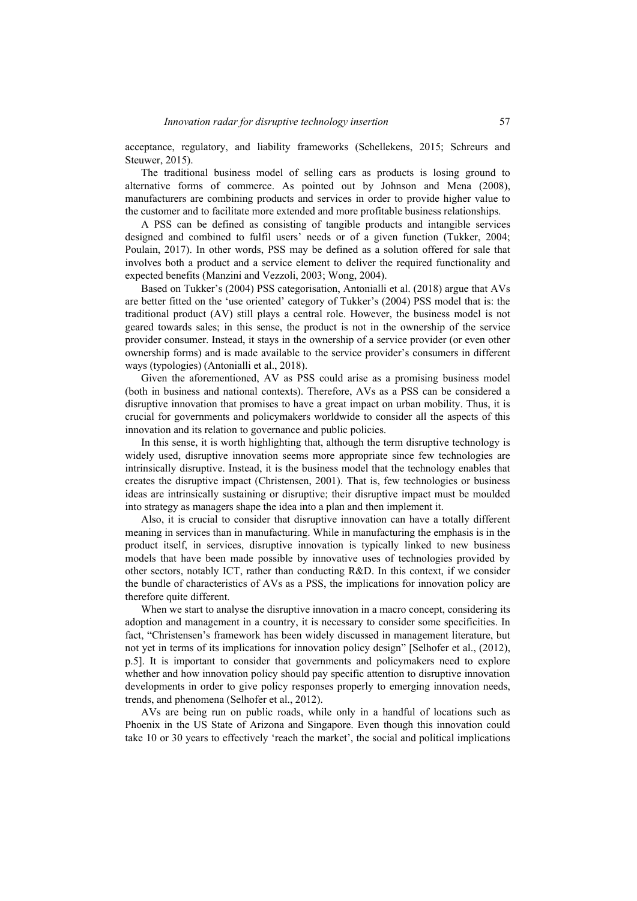acceptance, regulatory, and liability frameworks (Schellekens, 2015; Schreurs and Steuwer, 2015).

The traditional business model of selling cars as products is losing ground to alternative forms of commerce. As pointed out by Johnson and Mena (2008), manufacturers are combining products and services in order to provide higher value to the customer and to facilitate more extended and more profitable business relationships.

A PSS can be defined as consisting of tangible products and intangible services designed and combined to fulfil users' needs or of a given function (Tukker, 2004; Poulain, 2017). In other words, PSS may be defined as a solution offered for sale that involves both a product and a service element to deliver the required functionality and expected benefits (Manzini and Vezzoli, 2003; Wong, 2004).

Based on Tukker's (2004) PSS categorisation, Antonialli et al. (2018) argue that AVs are better fitted on the 'use oriented' category of Tukker's (2004) PSS model that is: the traditional product (AV) still plays a central role. However, the business model is not geared towards sales; in this sense, the product is not in the ownership of the service provider consumer. Instead, it stays in the ownership of a service provider (or even other ownership forms) and is made available to the service provider's consumers in different ways (typologies) (Antonialli et al., 2018).

Given the aforementioned, AV as PSS could arise as a promising business model (both in business and national contexts). Therefore, AVs as a PSS can be considered a disruptive innovation that promises to have a great impact on urban mobility. Thus, it is crucial for governments and policymakers worldwide to consider all the aspects of this innovation and its relation to governance and public policies.

In this sense, it is worth highlighting that, although the term disruptive technology is widely used, disruptive innovation seems more appropriate since few technologies are intrinsically disruptive. Instead, it is the business model that the technology enables that creates the disruptive impact (Christensen, 2001). That is, few technologies or business ideas are intrinsically sustaining or disruptive; their disruptive impact must be moulded into strategy as managers shape the idea into a plan and then implement it.

Also, it is crucial to consider that disruptive innovation can have a totally different meaning in services than in manufacturing. While in manufacturing the emphasis is in the product itself, in services, disruptive innovation is typically linked to new business models that have been made possible by innovative uses of technologies provided by other sectors, notably ICT, rather than conducting R&D. In this context, if we consider the bundle of characteristics of AVs as a PSS, the implications for innovation policy are therefore quite different.

When we start to analyse the disruptive innovation in a macro concept, considering its adoption and management in a country, it is necessary to consider some specificities. In fact, "Christensen's framework has been widely discussed in management literature, but not yet in terms of its implications for innovation policy design" [Selhofer et al., (2012), p.5]. It is important to consider that governments and policymakers need to explore whether and how innovation policy should pay specific attention to disruptive innovation developments in order to give policy responses properly to emerging innovation needs, trends, and phenomena (Selhofer et al., 2012).

AVs are being run on public roads, while only in a handful of locations such as Phoenix in the US State of Arizona and Singapore. Even though this innovation could take 10 or 30 years to effectively 'reach the market', the social and political implications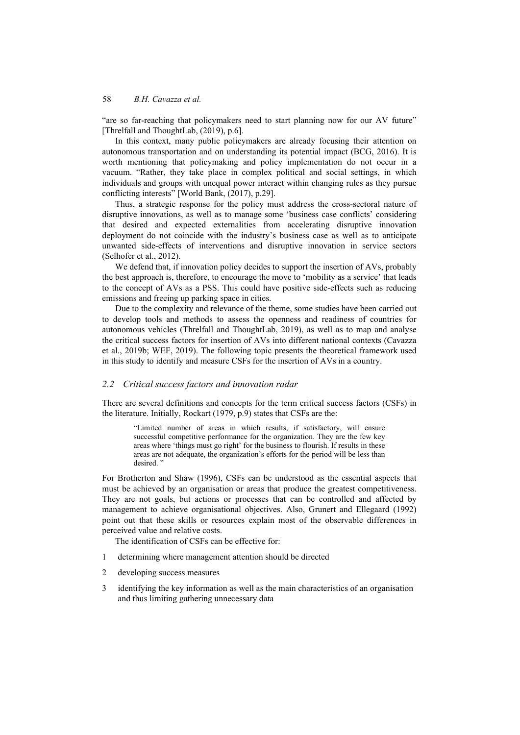"are so far-reaching that policymakers need to start planning now for our AV future" [Threlfall and ThoughtLab, (2019), p.6].

In this context, many public policymakers are already focusing their attention on autonomous transportation and on understanding its potential impact (BCG, 2016). It is worth mentioning that policymaking and policy implementation do not occur in a vacuum. "Rather, they take place in complex political and social settings, in which individuals and groups with unequal power interact within changing rules as they pursue conflicting interests" [World Bank, (2017), p.29].

Thus, a strategic response for the policy must address the cross-sectoral nature of disruptive innovations, as well as to manage some 'business case conflicts' considering that desired and expected externalities from accelerating disruptive innovation deployment do not coincide with the industry's business case as well as to anticipate unwanted side-effects of interventions and disruptive innovation in service sectors (Selhofer et al., 2012).

We defend that, if innovation policy decides to support the insertion of AVs, probably the best approach is, therefore, to encourage the move to 'mobility as a service' that leads to the concept of AVs as a PSS. This could have positive side-effects such as reducing emissions and freeing up parking space in cities.

Due to the complexity and relevance of the theme, some studies have been carried out to develop tools and methods to assess the openness and readiness of countries for autonomous vehicles (Threlfall and ThoughtLab, 2019), as well as to map and analyse the critical success factors for insertion of AVs into different national contexts (Cavazza et al., 2019b; WEF, 2019). The following topic presents the theoretical framework used in this study to identify and measure CSFs for the insertion of AVs in a country.

### *2.2 Critical success factors and innovation radar*

There are several definitions and concepts for the term critical success factors (CSFs) in the literature. Initially, Rockart (1979, p.9) states that CSFs are the:

> "Limited number of areas in which results, if satisfactory, will ensure successful competitive performance for the organization. They are the few key areas where 'things must go right' for the business to flourish. If results in these areas are not adequate, the organization's efforts for the period will be less than desired. "

For Brotherton and Shaw (1996), CSFs can be understood as the essential aspects that must be achieved by an organisation or areas that produce the greatest competitiveness. They are not goals, but actions or processes that can be controlled and affected by management to achieve organisational objectives. Also, Grunert and Ellegaard (1992) point out that these skills or resources explain most of the observable differences in perceived value and relative costs.

The identification of CSFs can be effective for:

1 determining where management attention should be directed

2 developing success measures

3 identifying the key information as well as the main characteristics of an organisation and thus limiting gathering unnecessary data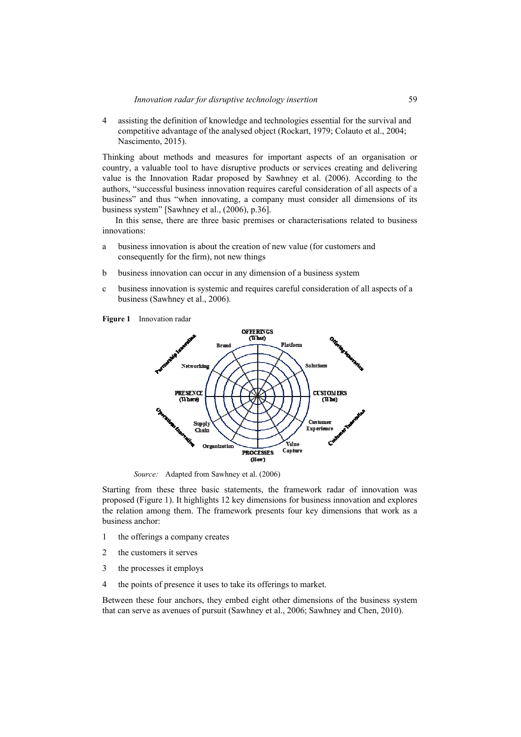4 assisting the definition of knowledge and technologies essential for the survival and competitive advantage of the analysed object (Rockart, 1979; Colauto et al., 2004; Nascimento, 2015).

Thinking about methods and measures for important aspects of an organisation or country, a valuable tool to have disruptive products or services creating and delivering value is the Innovation Radar proposed by Sawhney et al. (2006). According to the authors, "successful business innovation requires careful consideration of all aspects of a business" and thus "when innovating, a company must consider all dimensions of its business system" [Sawhney et al., (2006), p.36].

In this sense, there are three basic premises or characterisations related to business innovations:

a business innovation is about the creation of new value (for customers and consequently for the firm), not new things

b business innovation can occur in any dimension of a business system

c business innovation is systemic and requires careful consideration of all aspects of a business (Sawhney et al., 2006).

**Figure 1** Innovation radar

*Source:* Adapted from Sawhney et al. (2006)

Starting from these three basic statements, the framework radar of innovation was proposed (Figure 1). It highlights 12 key dimensions for business innovation and explores the relation among them. The framework presents four key dimensions that work as a business anchor:

1 the offerings a company creates

2 the customers it serves

3 the processes it employs

4 the points of presence it uses to take its offerings to market.

Between these four anchors, they embed eight other dimensions of the business system that can serve as avenues of pursuit (Sawhney et al., 2006; Sawhney and Chen, 2010).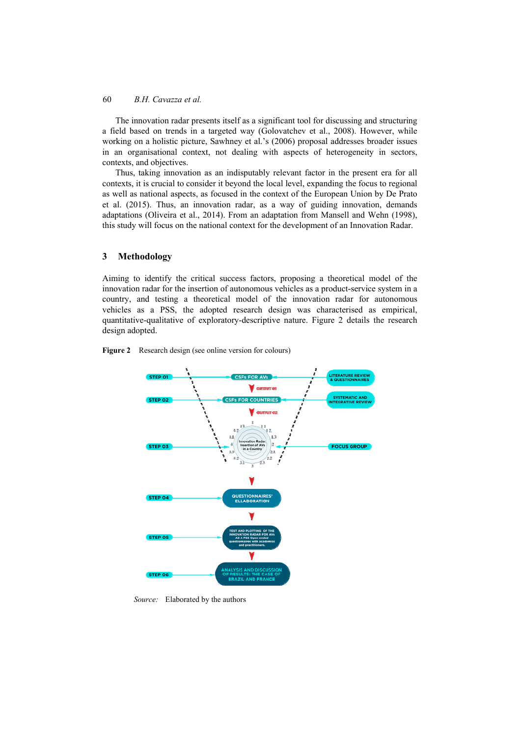The innovation radar presents itself as a significant tool for discussing and structuring a field based on trends in a targeted way (Golovatchev et al., 2008). However, while working on a holistic picture, Sawhney et al.'s (2006) proposal addresses broader issues in an organisational context, not dealing with aspects of heterogeneity in sectors, contexts, and objectives.

Thus, taking innovation as an indisputably relevant factor in the present era for all contexts, it is crucial to consider it beyond the local level, expanding the focus to regional as well as national aspects, as focused in the context of the European Union by De Prato et al. (2015). Thus, an innovation radar, as a way of guiding innovation, demands adaptations (Oliveira et al., 2014). From an adaptation from Mansell and Wehn (1998), this study will focus on the national context for the development of an Innovation Radar.

## 3 Methodology

Aiming to identify the critical success factors, proposing a theoretical model of the innovation radar for the insertion of autonomous vehicles as a product-service system in a country, and testing a theoretical model of the innovation radar for autonomous vehicles as a PSS, the adopted research design was characterised as empirical, quantitative-qualitative of exploratory-descriptive nature. Figure 2 details the research design adopted.

**Figure 2** Research design (see online version for colours)

STEP 01 — CSFs FOR AVs — LITERATURE REVIEW & QUESTIONNAIRES

OUTPUT 01

STEP 02 — CSFs FOR COUNTRIES — SYSTEMATIC AND INTEGRATIVE REVIEW

OUTPUT 02

STEP 03 — Innovation Radar: Insertion of AVs in a Country — FOCUS GROUP

STEP 04 — QUESTIONNAIRES' ELLABORATION

STEP 05 — TEST AND PLOTTING OF THE INNOVATION RADAR FOR AVs AS A PSS Open ended questionnaires with academics and practitioners.

STEP 06 — ANALYSIS AND DISCUSSION OF RESULTS: THE CASE OF BRAZIL AND FRANCE

*Source:* Elaborated by the authors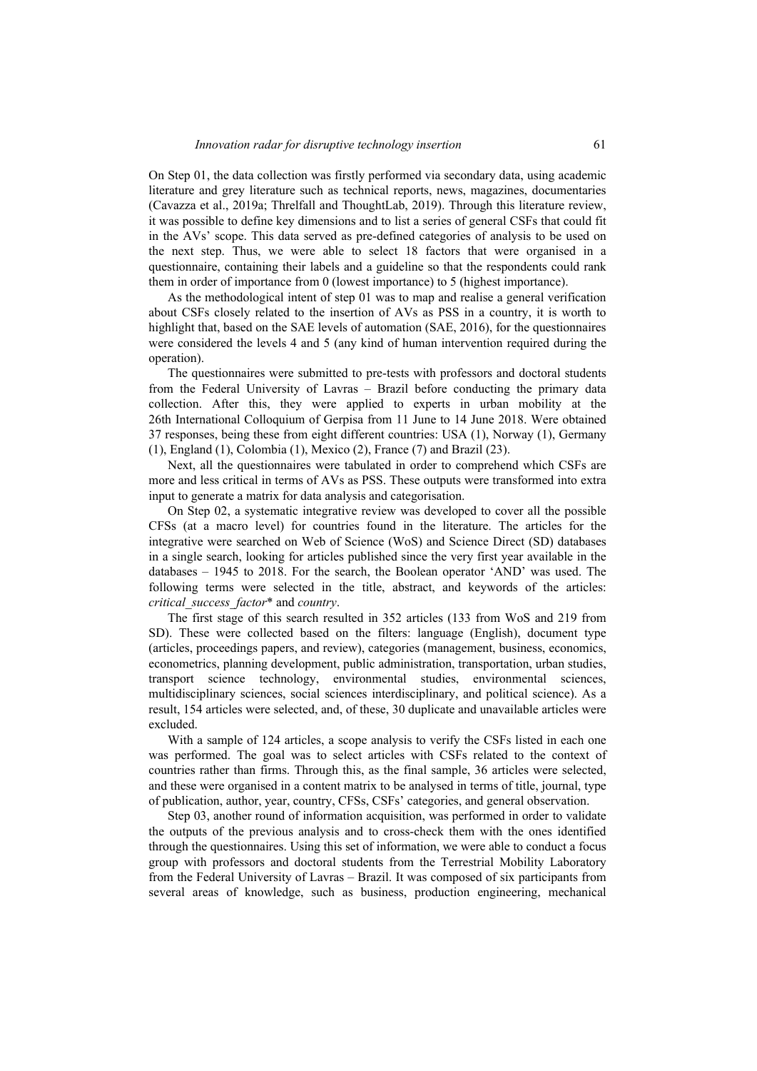On Step 01, the data collection was firstly performed via secondary data, using academic literature and grey literature such as technical reports, news, magazines, documentaries (Cavazza et al., 2019a; Threlfall and ThoughtLab, 2019). Through this literature review, it was possible to define key dimensions and to list a series of general CSFs that could fit in the AVs' scope. This data served as pre-defined categories of analysis to be used on the next step. Thus, we were able to select 18 factors that were organised in a questionnaire, containing their labels and a guideline so that the respondents could rank them in order of importance from 0 (lowest importance) to 5 (highest importance).

As the methodological intent of step 01 was to map and realise a general verification about CSFs closely related to the insertion of AVs as PSS in a country, it is worth to highlight that, based on the SAE levels of automation (SAE, 2016), for the questionnaires were considered the levels 4 and 5 (any kind of human intervention required during the operation).

The questionnaires were submitted to pre-tests with professors and doctoral students from the Federal University of Lavras – Brazil before conducting the primary data collection. After this, they were applied to experts in urban mobility at the 26th International Colloquium of Gerpisa from 11 June to 14 June 2018. Were obtained 37 responses, being these from eight different countries: USA (1), Norway (1), Germany (1), England (1), Colombia (1), Mexico (2), France (7) and Brazil (23).

Next, all the questionnaires were tabulated in order to comprehend which CSFs are more and less critical in terms of AVs as PSS. These outputs were transformed into extra input to generate a matrix for data analysis and categorisation.

On Step 02, a systematic integrative review was developed to cover all the possible CFSs (at a macro level) for countries found in the literature. The articles for the integrative were searched on Web of Science (WoS) and Science Direct (SD) databases in a single search, looking for articles published since the very first year available in the databases – 1945 to 2018. For the search, the Boolean operator 'AND' was used. The following terms were selected in the title, abstract, and keywords of the articles: *critical_success_factor** and *country*.

The first stage of this search resulted in 352 articles (133 from WoS and 219 from SD). These were collected based on the filters: language (English), document type (articles, proceedings papers, and review), categories (management, business, economics, econometrics, planning development, public administration, transportation, urban studies, transport science technology, environmental studies, environmental sciences, multidisciplinary sciences, social sciences interdisciplinary, and political science). As a result, 154 articles were selected, and, of these, 30 duplicate and unavailable articles were excluded.

With a sample of 124 articles, a scope analysis to verify the CSFs listed in each one was performed. The goal was to select articles with CSFs related to the context of countries rather than firms. Through this, as the final sample, 36 articles were selected, and these were organised in a content matrix to be analysed in terms of title, journal, type of publication, author, year, country, CFSs, CSFs' categories, and general observation.

Step 03, another round of information acquisition, was performed in order to validate the outputs of the previous analysis and to cross-check them with the ones identified through the questionnaires. Using this set of information, we were able to conduct a focus group with professors and doctoral students from the Terrestrial Mobility Laboratory from the Federal University of Lavras – Brazil. It was composed of six participants from several areas of knowledge, such as business, production engineering, mechanical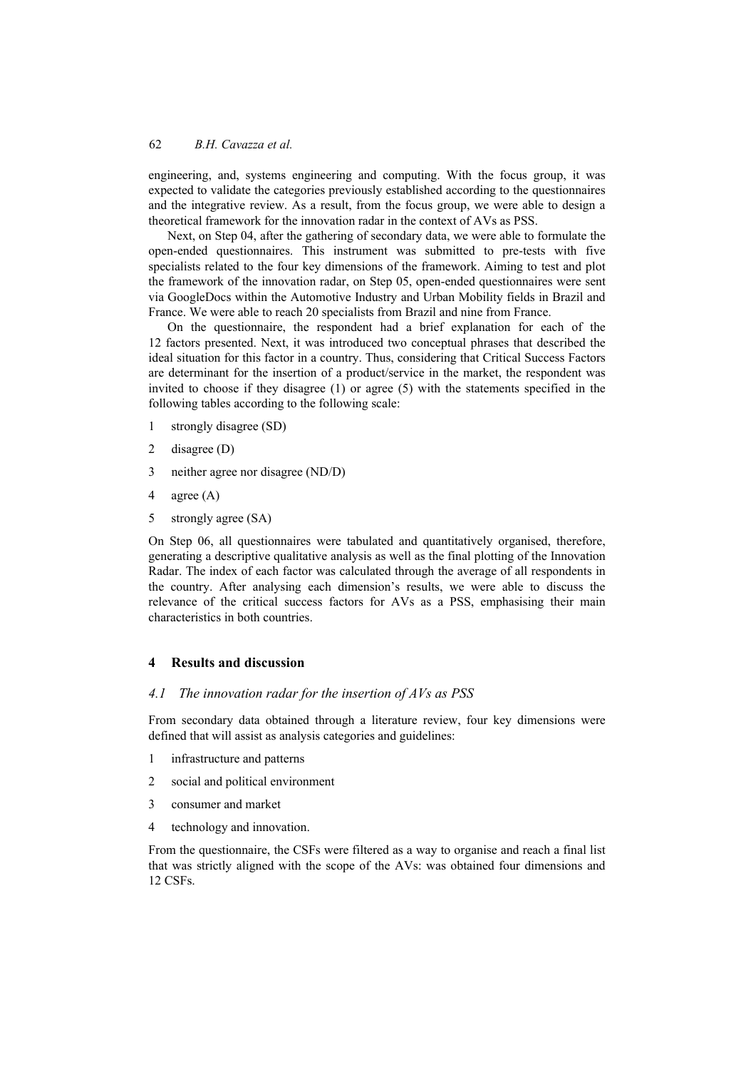engineering, and, systems engineering and computing. With the focus group, it was expected to validate the categories previously established according to the questionnaires and the integrative review. As a result, from the focus group, we were able to design a theoretical framework for the innovation radar in the context of AVs as PSS.

Next, on Step 04, after the gathering of secondary data, we were able to formulate the open-ended questionnaires. This instrument was submitted to pre-tests with five specialists related to the four key dimensions of the framework. Aiming to test and plot the framework of the innovation radar, on Step 05, open-ended questionnaires were sent via GoogleDocs within the Automotive Industry and Urban Mobility fields in Brazil and France. We were able to reach 20 specialists from Brazil and nine from France.

On the questionnaire, the respondent had a brief explanation for each of the 12 factors presented. Next, it was introduced two conceptual phrases that described the ideal situation for this factor in a country. Thus, considering that Critical Success Factors are determinant for the insertion of a product/service in the market, the respondent was invited to choose if they disagree (1) or agree (5) with the statements specified in the following tables according to the following scale:

1 strongly disagree (SD)

2 disagree (D)

3 neither agree nor disagree (ND/D)

4 agree (A)

5 strongly agree (SA)

On Step 06, all questionnaires were tabulated and quantitatively organised, therefore, generating a descriptive qualitative analysis as well as the final plotting of the Innovation Radar. The index of each factor was calculated through the average of all respondents in the country. After analysing each dimension's results, we were able to discuss the relevance of the critical success factors for AVs as a PSS, emphasising their main characteristics in both countries.

## 4 Results and discussion

### *4.1 The innovation radar for the insertion of AVs as PSS*

From secondary data obtained through a literature review, four key dimensions were defined that will assist as analysis categories and guidelines:

1 infrastructure and patterns

2 social and political environment

3 consumer and market

4 technology and innovation.

From the questionnaire, the CSFs were filtered as a way to organise and reach a final list that was strictly aligned with the scope of the AVs: was obtained four dimensions and 12 CSFs.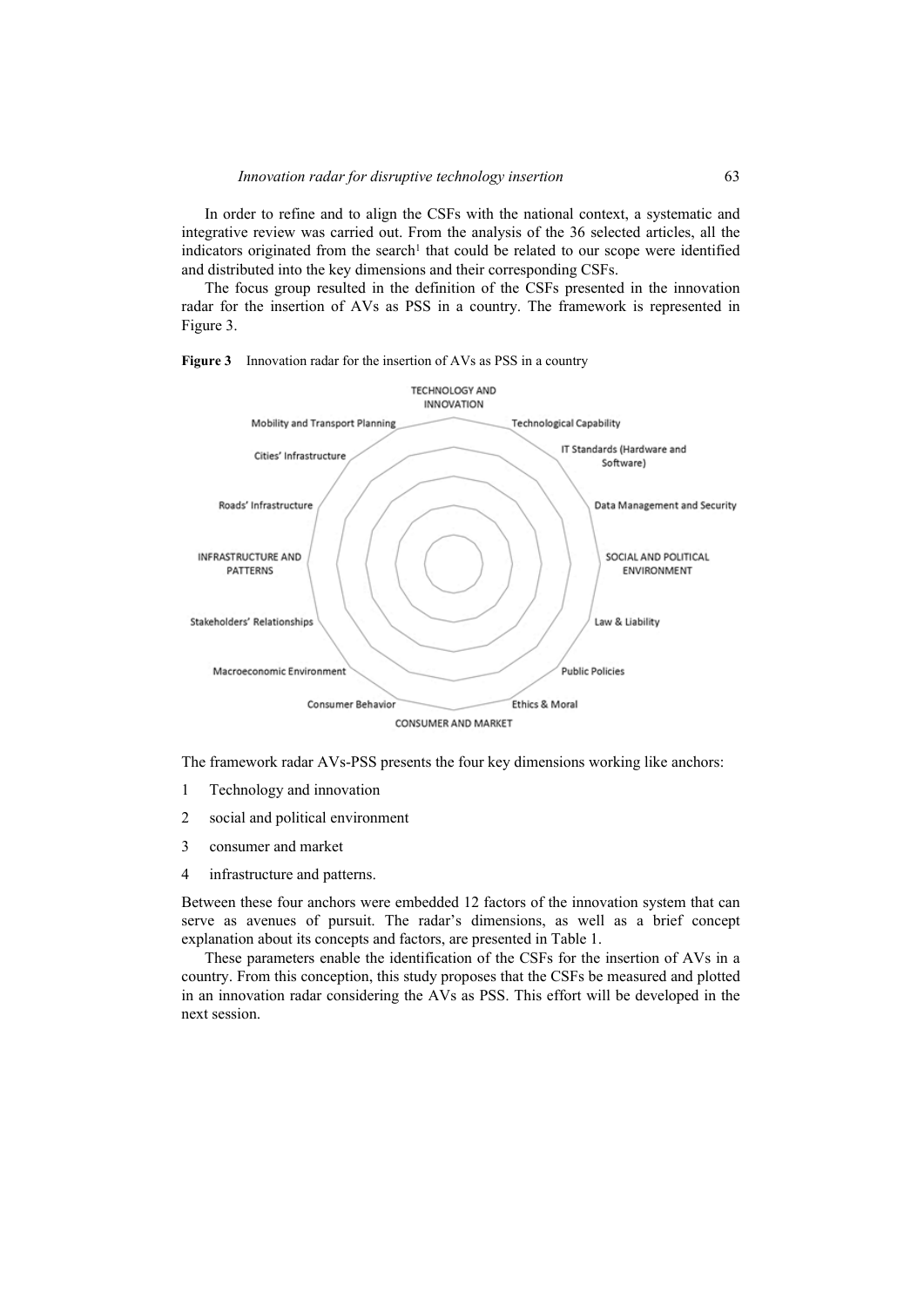In order to refine and to align the CSFs with the national context, a systematic and integrative review was carried out. From the analysis of the 36 selected articles, all the indicators originated from the search[1] that could be related to our scope were identified and distributed into the key dimensions and their corresponding CSFs.

The focus group resulted in the definition of the CSFs presented in the innovation radar for the insertion of AVs as PSS in a country. The framework is represented in Figure 3.

**Figure 3** Innovation radar for the insertion of AVs as PSS in a country

TECHNOLOGY AND INNOVATION; Technological Capability; IT Standards (Hardware and Software); Data Management and Security; SOCIAL AND POLITICAL ENVIRONMENT; Law & Liability; Public Policies; Ethics & Moral; CONSUMER AND MARKET; Consumer Behavior; Macroeconomic Environment; Stakeholders' Relationships; INFRASTRUCTURE AND PATTERNS; Roads' Infrastructure; Cities' Infrastructure; Mobility and Transport Planning

The framework radar AVs-PSS presents the four key dimensions working like anchors:

1. Technology and innovation
2. social and political environment
3. consumer and market
4. infrastructure and patterns.

Between these four anchors were embedded 12 factors of the innovation system that can serve as avenues of pursuit. The radar's dimensions, as well as a brief concept explanation about its concepts and factors, are presented in Table 1.

These parameters enable the identification of the CSFs for the insertion of AVs in a country. From this conception, this study proposes that the CSFs be measured and plotted in an innovation radar considering the AVs as PSS. This effort will be developed in the next session.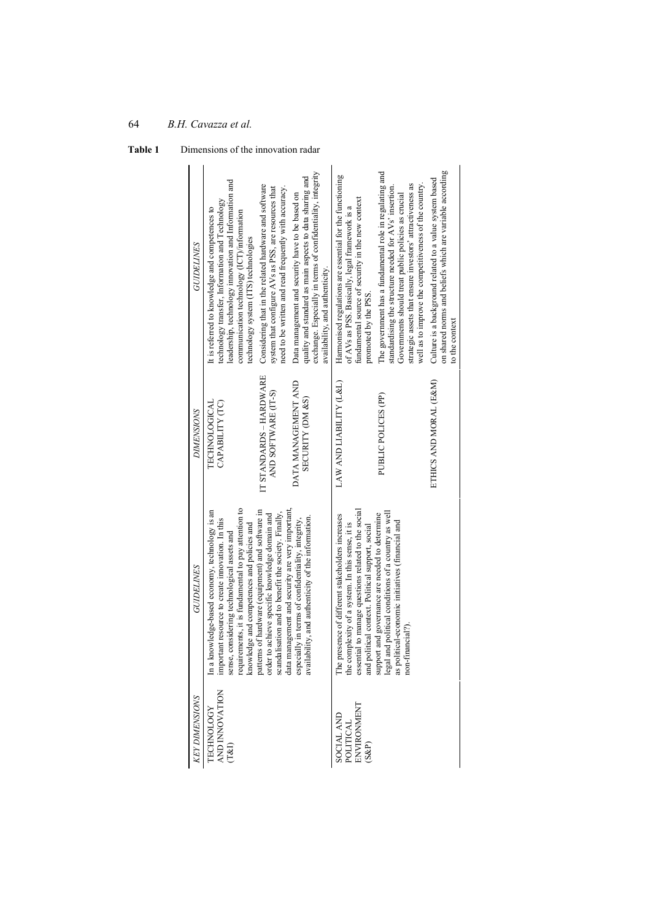**Table 1** Dimensions of the innovation radar

| KEY DIMENSIONS | GUIDELINES | DIMENSIONS | GUIDELINES |
|---|---|---|---|
| TECHNOLOGY AND INNOVATION (T&I) | In a knowledge-based economy, technology is an important resource to create innovation. In this sense, considering technological assets and requirements, it is fundamental to pay attention to knowledge and competences and policies and patterns of hardware (equipment) and software in order to achieve specific knowledge domain and scandalisation and to benefit the society. Finally, data management and security are very important, especially in terms of confidentiality, integrity, availability, and authenticity of the information. | TECHNOLOGICAL CAPABILITY (TC) | It is referred to knowledge and competences to technology transfer, Information and Technology leadership, technology innovation and Information and communication technology (ICT)/information technology system (ITS) technologies |
| | | IT STANDARDS – HARDWARE AND SOFTWARE (IT-S) | Considering that in the related hardware and software system that configure AVs as PSS, are resources that need to be written and read frequently with accuracy. |
| | | DATA MANAGEMENT AND SECURITY (DM &S) | Data management and security have to be based on quality and standard as main aspects to data sharing and exchange. Especially in terms of confidentiality, integrity availability, and authenticity. |
| SOCIAL AND POLITICAL ENVIRONMENT (S&P) | The presence of different stakeholders increases the complexity of a system. In this sense, it is essential to manage questions related to the social and political context. Political support, social support and governance are needed to determine legal and political conditions of a country as well as political-economic initiatives (financial and non-financial?). | LAW AND LIABILITY (L&L) | Harmonised regulations are essential for the functioning of AVs as PSS. Basically, legal framework is a fundamental source of security in the new context promoted by the PSS. |
| | | PUBLIC POLICES (PP) | The government has a fundamental role in regulating and standardising the structure needed for AVs' insertion. Governments should treat public policies as crucial strategic assets that ensure investors' attractiveness as well as to improve the competitiveness of the country. |
| | | ETHICS AND MORAL (E&M) | Culture is a background related to a value system based on shared norms and beliefs which are variable according to the context |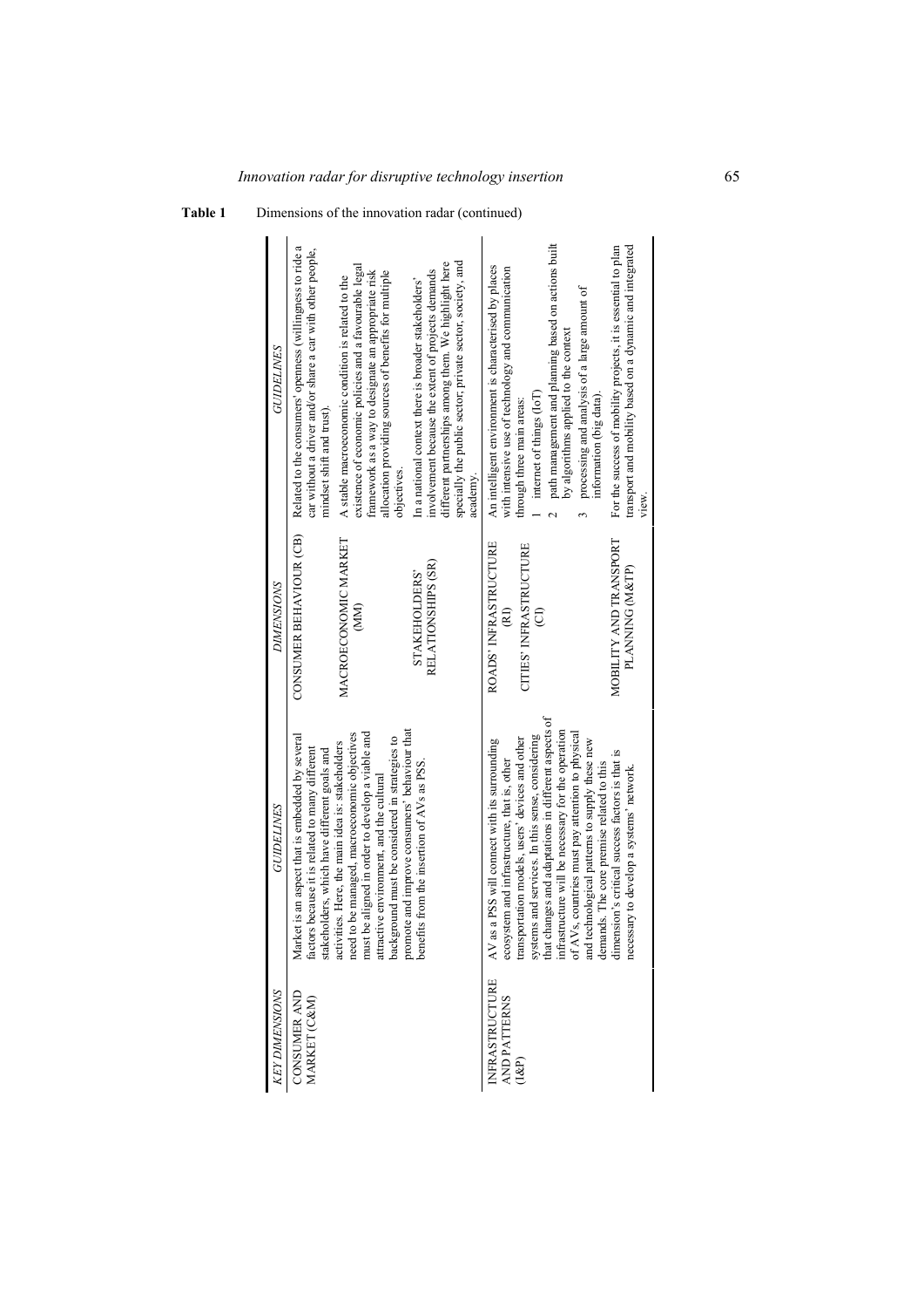**Table 1** Dimensions of the innovation radar (continued)

| KEY DIMENSIONS | GUIDELINES | DIMENSIONS | GUIDELINES |
|---|---|---|---|
| CONSUMER AND MARKET (C&M) | Market is an aspect that is embedded by several factors because it is related to many different stakeholders, which have different goals and activities. Here, the main idea is: stakeholders need to be managed, macroeconomic objectives must be aligned in order to develop a viable and attractive environment, and the cultural background must be considered in strategies to promote and improve consumers' behaviour that benefits from the insertion of AVs as PSS. | CONSUMER BEHAVIOUR (CB) | Related to the consumers' openness (willingness to ride a car without a driver and/or share a car with other people, mindset shift and trust). |
| | | MACROECONOMIC MARKET (MM) | A stable macroeconomic condition is related to the existence of economic policies and a favourable legal framework as a way to designate an appropriate risk allocation providing sources of benefits for multiple objectives. |
| | | STAKEHOLDERS' RELATIONSHIPS (SR) | In a national context there is broader stakeholders' involvement because the extent of projects demands different partnerships among them. We highlight here specially the public sector, private sector, society, and academy. |
| INFRASTRUCTURE AND PATTERNS (I&P) | AV as a PSS will connect with its surrounding ecosystem and infrastructure, that is, other transportation models, users' devices and other systems and services. In this sense, considering that changes and adaptations in different aspects of infrastructure will be necessary for the operation of AVs, countries must pay attention to physical and technological patterns to supply these new demands. The core premise related to this dimension's critical success factors is that is necessary to develop a systems' network. | ROADS' INFRASTRUCTURE (RI) | |
| | | CITIES' INFRASTRUCTURE (CI) | An intelligent environment is characterised by places with intensive use of technology and communication through three main areas: 1 internet of things (IoT) 2 path management and planning based on actions built by algorithms applied to the context 3 processing and analysis of a large amount of information (big data). |
| | | MOBILITY AND TRANSPORT PLANNING (M&TP) | For the success of mobility projects, it is essential to plan transport and mobility based on a dynamic and integrated view. |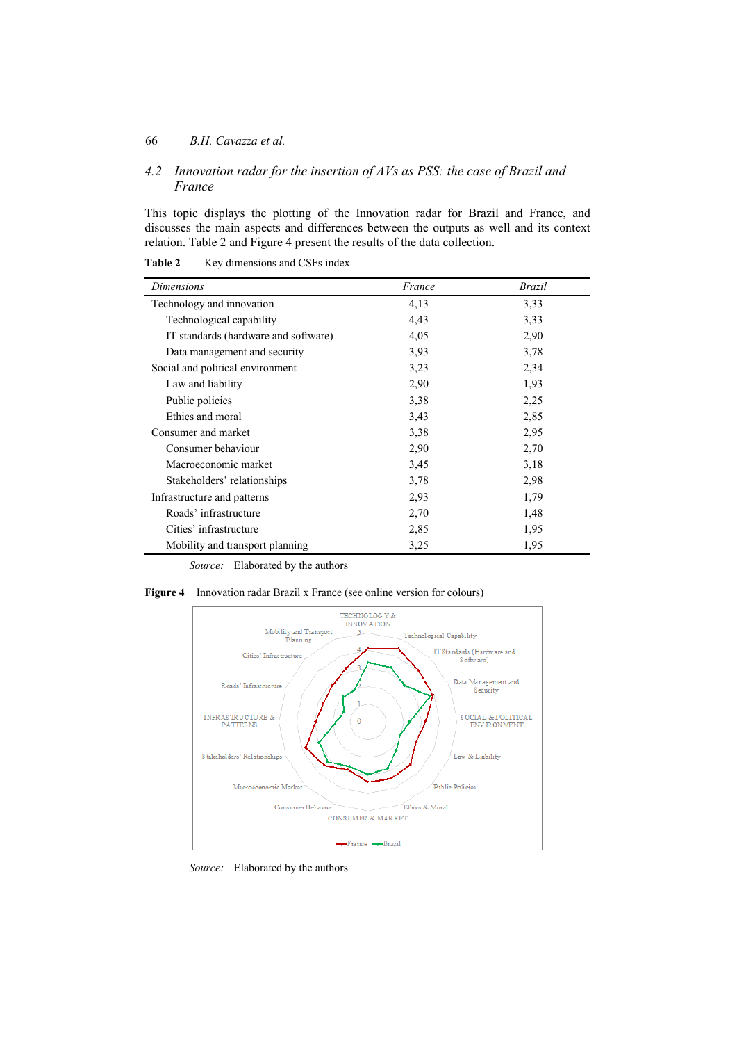## 4.2 *Innovation radar for the insertion of AVs as PSS: the case of Brazil and France*

This topic displays the plotting of the Innovation radar for Brazil and France, and discusses the main aspects and differences between the outputs as well and its context relation. Table 2 and Figure 4 present the results of the data collection.

**Table 2** Key dimensions and CSFs index

| *Dimensions* | *France* | *Brazil* |
|---|---|---|
| Technology and innovation | 4,13 | 3,33 |
| Technological capability | 4,43 | 3,33 |
| IT standards (hardware and software) | 4,05 | 2,90 |
| Data management and security | 3,93 | 3,78 |
| Social and political environment | 3,23 | 2,34 |
| Law and liability | 2,90 | 1,93 |
| Public policies | 3,38 | 2,25 |
| Ethics and moral | 3,43 | 2,85 |
| Consumer and market | 3,38 | 2,95 |
| Consumer behaviour | 2,90 | 2,70 |
| Macroeconomic market | 3,45 | 3,18 |
| Stakeholders' relationships | 3,78 | 2,98 |
| Infrastructure and patterns | 2,93 | 1,79 |
| Roads' infrastructure | 2,70 | 1,48 |
| Cities' infrastructure | 2,85 | 1,95 |
| Mobility and transport planning | 3,25 | 1,95 |

*Source:* Elaborated by the authors

**Figure 4** Innovation radar Brazil x France (see online version for colours)

*Source:* Elaborated by the authors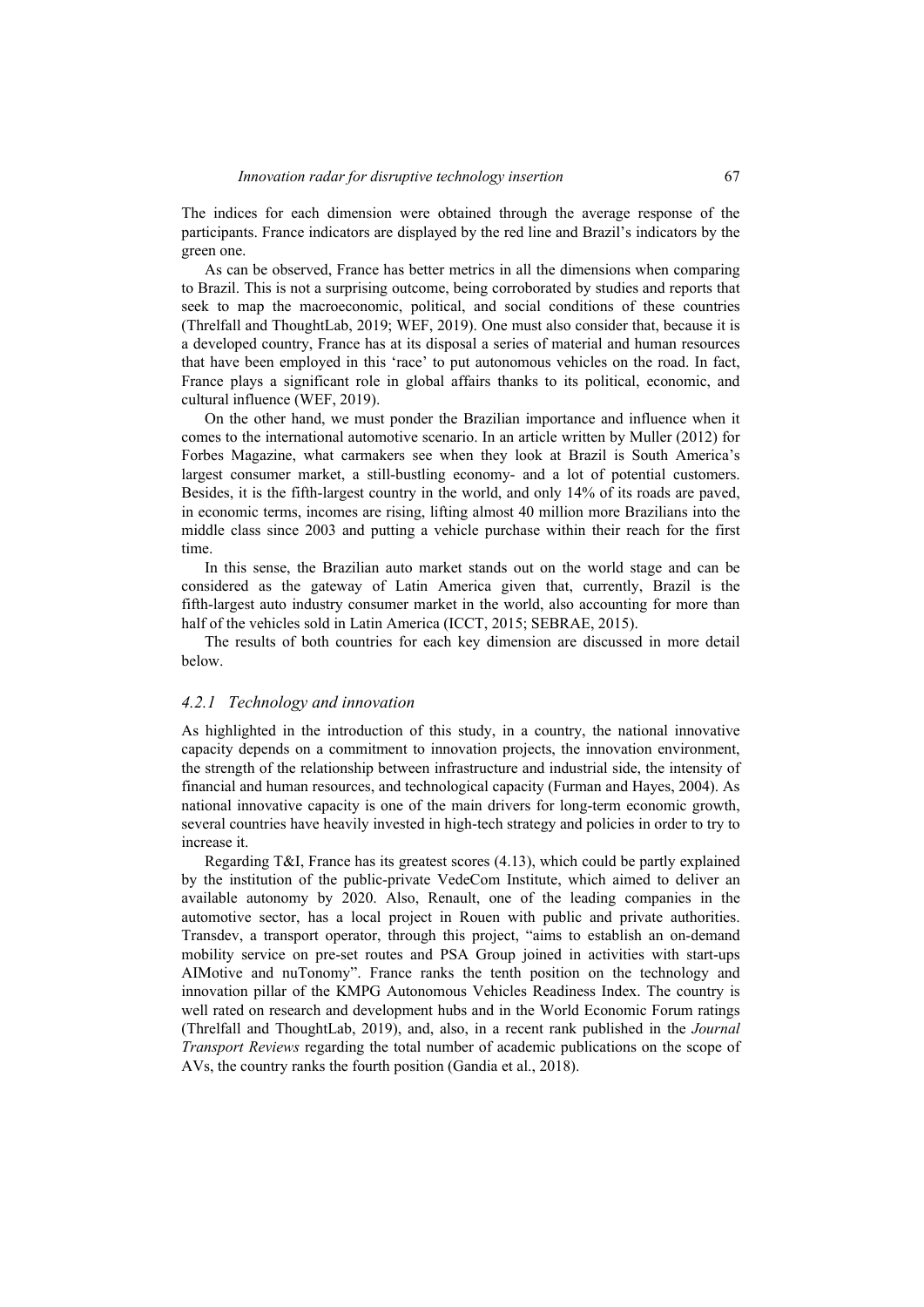The indices for each dimension were obtained through the average response of the participants. France indicators are displayed by the red line and Brazil's indicators by the green one.

As can be observed, France has better metrics in all the dimensions when comparing to Brazil. This is not a surprising outcome, being corroborated by studies and reports that seek to map the macroeconomic, political, and social conditions of these countries (Threlfall and ThoughtLab, 2019; WEF, 2019). One must also consider that, because it is a developed country, France has at its disposal a series of material and human resources that have been employed in this 'race' to put autonomous vehicles on the road. In fact, France plays a significant role in global affairs thanks to its political, economic, and cultural influence (WEF, 2019).

On the other hand, we must ponder the Brazilian importance and influence when it comes to the international automotive scenario. In an article written by Muller (2012) for Forbes Magazine, what carmakers see when they look at Brazil is South America's largest consumer market, a still-bustling economy- and a lot of potential customers. Besides, it is the fifth-largest country in the world, and only 14% of its roads are paved, in economic terms, incomes are rising, lifting almost 40 million more Brazilians into the middle class since 2003 and putting a vehicle purchase within their reach for the first time.

In this sense, the Brazilian auto market stands out on the world stage and can be considered as the gateway of Latin America given that, currently, Brazil is the fifth-largest auto industry consumer market in the world, also accounting for more than half of the vehicles sold in Latin America (ICCT, 2015; SEBRAE, 2015).

The results of both countries for each key dimension are discussed in more detail below.

### *4.2.1 Technology and innovation*

As highlighted in the introduction of this study, in a country, the national innovative capacity depends on a commitment to innovation projects, the innovation environment, the strength of the relationship between infrastructure and industrial side, the intensity of financial and human resources, and technological capacity (Furman and Hayes, 2004). As national innovative capacity is one of the main drivers for long-term economic growth, several countries have heavily invested in high-tech strategy and policies in order to try to increase it.

Regarding T&I, France has its greatest scores (4.13), which could be partly explained by the institution of the public-private VedeCom Institute, which aimed to deliver an available autonomy by 2020. Also, Renault, one of the leading companies in the automotive sector, has a local project in Rouen with public and private authorities. Transdev, a transport operator, through this project, "aims to establish an on-demand mobility service on pre-set routes and PSA Group joined in activities with start-ups AIMotive and nuTonomy". France ranks the tenth position on the technology and innovation pillar of the KMPG Autonomous Vehicles Readiness Index. The country is well rated on research and development hubs and in the World Economic Forum ratings (Threlfall and ThoughtLab, 2019), and, also, in a recent rank published in the *Journal Transport Reviews* regarding the total number of academic publications on the scope of AVs, the country ranks the fourth position (Gandia et al., 2018).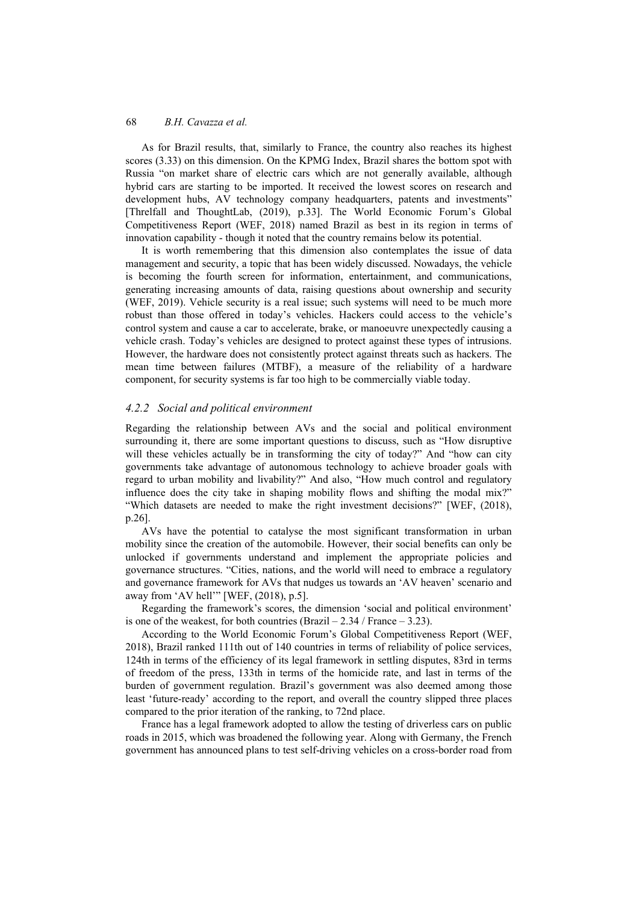As for Brazil results, that, similarly to France, the country also reaches its highest scores (3.33) on this dimension. On the KPMG Index, Brazil shares the bottom spot with Russia "on market share of electric cars which are not generally available, although hybrid cars are starting to be imported. It received the lowest scores on research and development hubs, AV technology company headquarters, patents and investments" [Threlfall and ThoughtLab, (2019), p.33]. The World Economic Forum's Global Competitiveness Report (WEF, 2018) named Brazil as best in its region in terms of innovation capability - though it noted that the country remains below its potential.

It is worth remembering that this dimension also contemplates the issue of data management and security, a topic that has been widely discussed. Nowadays, the vehicle is becoming the fourth screen for information, entertainment, and communications, generating increasing amounts of data, raising questions about ownership and security (WEF, 2019). Vehicle security is a real issue; such systems will need to be much more robust than those offered in today's vehicles. Hackers could access to the vehicle's control system and cause a car to accelerate, brake, or manoeuvre unexpectedly causing a vehicle crash. Today's vehicles are designed to protect against these types of intrusions. However, the hardware does not consistently protect against threats such as hackers. The mean time between failures (MTBF), a measure of the reliability of a hardware component, for security systems is far too high to be commercially viable today.

### *4.2.2 Social and political environment*

Regarding the relationship between AVs and the social and political environment surrounding it, there are some important questions to discuss, such as "How disruptive will these vehicles actually be in transforming the city of today?" And "how can city governments take advantage of autonomous technology to achieve broader goals with regard to urban mobility and livability?" And also, "How much control and regulatory influence does the city take in shaping mobility flows and shifting the modal mix?" "Which datasets are needed to make the right investment decisions?" [WEF, (2018), p.26].

AVs have the potential to catalyse the most significant transformation in urban mobility since the creation of the automobile. However, their social benefits can only be unlocked if governments understand and implement the appropriate policies and governance structures. "Cities, nations, and the world will need to embrace a regulatory and governance framework for AVs that nudges us towards an 'AV heaven' scenario and away from 'AV hell'" [WEF, (2018), p.5].

Regarding the framework's scores, the dimension 'social and political environment' is one of the weakest, for both countries (Brazil – 2.34 / France – 3.23).

According to the World Economic Forum's Global Competitiveness Report (WEF, 2018), Brazil ranked 111th out of 140 countries in terms of reliability of police services, 124th in terms of the efficiency of its legal framework in settling disputes, 83rd in terms of freedom of the press, 133th in terms of the homicide rate, and last in terms of the burden of government regulation. Brazil's government was also deemed among those least 'future-ready' according to the report, and overall the country slipped three places compared to the prior iteration of the ranking, to 72nd place.

France has a legal framework adopted to allow the testing of driverless cars on public roads in 2015, which was broadened the following year. Along with Germany, the French government has announced plans to test self-driving vehicles on a cross-border road from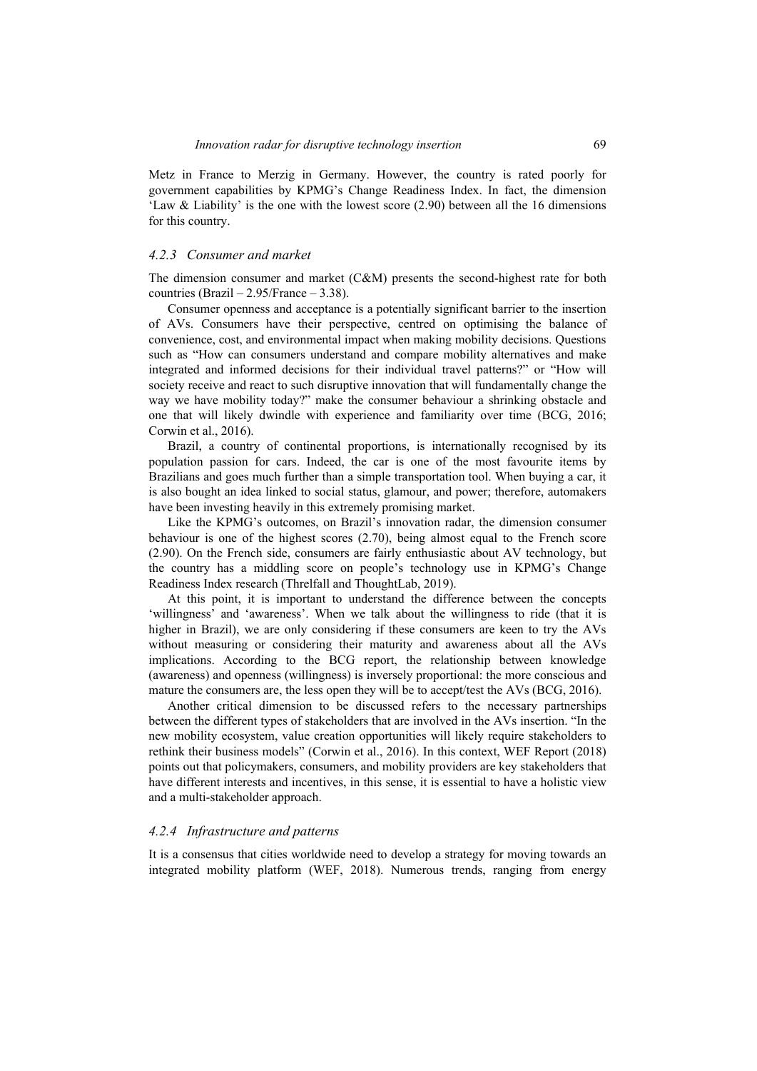Metz in France to Merzig in Germany. However, the country is rated poorly for government capabilities by KPMG's Change Readiness Index. In fact, the dimension 'Law & Liability' is the one with the lowest score (2.90) between all the 16 dimensions for this country.

### *4.2.3 Consumer and market*

The dimension consumer and market (C&M) presents the second-highest rate for both countries (Brazil – 2.95/France – 3.38).

Consumer openness and acceptance is a potentially significant barrier to the insertion of AVs. Consumers have their perspective, centred on optimising the balance of convenience, cost, and environmental impact when making mobility decisions. Questions such as "How can consumers understand and compare mobility alternatives and make integrated and informed decisions for their individual travel patterns?" or "How will society receive and react to such disruptive innovation that will fundamentally change the way we have mobility today?" make the consumer behaviour a shrinking obstacle and one that will likely dwindle with experience and familiarity over time (BCG, 2016; Corwin et al., 2016).

Brazil, a country of continental proportions, is internationally recognised by its population passion for cars. Indeed, the car is one of the most favourite items by Brazilians and goes much further than a simple transportation tool. When buying a car, it is also bought an idea linked to social status, glamour, and power; therefore, automakers have been investing heavily in this extremely promising market.

Like the KPMG's outcomes, on Brazil's innovation radar, the dimension consumer behaviour is one of the highest scores (2.70), being almost equal to the French score (2.90). On the French side, consumers are fairly enthusiastic about AV technology, but the country has a middling score on people's technology use in KPMG's Change Readiness Index research (Threlfall and ThoughtLab, 2019).

At this point, it is important to understand the difference between the concepts 'willingness' and 'awareness'. When we talk about the willingness to ride (that it is higher in Brazil), we are only considering if these consumers are keen to try the AVs without measuring or considering their maturity and awareness about all the AVs implications. According to the BCG report, the relationship between knowledge (awareness) and openness (willingness) is inversely proportional: the more conscious and mature the consumers are, the less open they will be to accept/test the AVs (BCG, 2016).

Another critical dimension to be discussed refers to the necessary partnerships between the different types of stakeholders that are involved in the AVs insertion. "In the new mobility ecosystem, value creation opportunities will likely require stakeholders to rethink their business models" (Corwin et al., 2016). In this context, WEF Report (2018) points out that policymakers, consumers, and mobility providers are key stakeholders that have different interests and incentives, in this sense, it is essential to have a holistic view and a multi-stakeholder approach.

### *4.2.4 Infrastructure and patterns*

It is a consensus that cities worldwide need to develop a strategy for moving towards an integrated mobility platform (WEF, 2018). Numerous trends, ranging from energy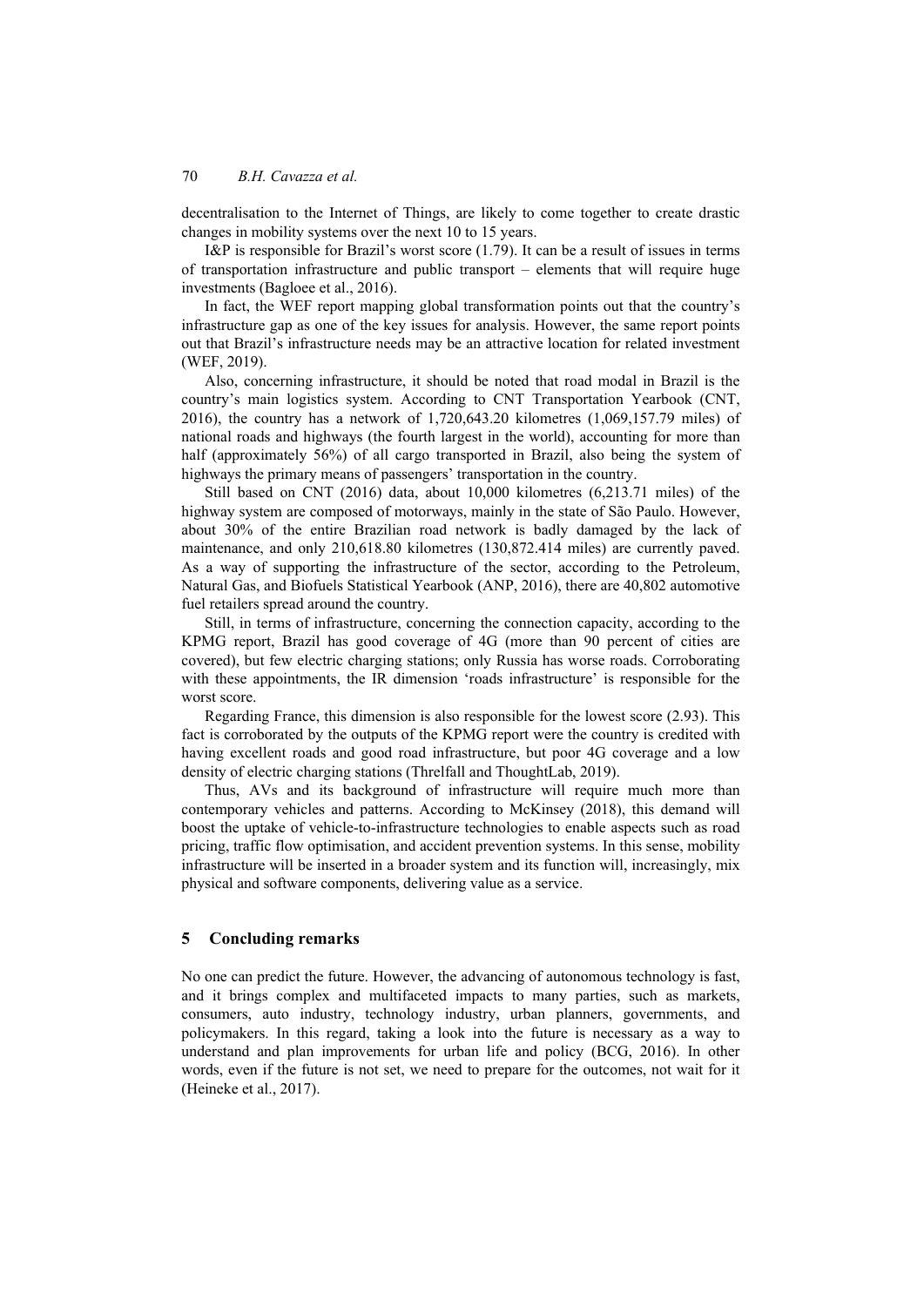decentralisation to the Internet of Things, are likely to come together to create drastic changes in mobility systems over the next 10 to 15 years.

I&P is responsible for Brazil's worst score (1.79). It can be a result of issues in terms of transportation infrastructure and public transport – elements that will require huge investments (Bagloee et al., 2016).

In fact, the WEF report mapping global transformation points out that the country's infrastructure gap as one of the key issues for analysis. However, the same report points out that Brazil's infrastructure needs may be an attractive location for related investment (WEF, 2019).

Also, concerning infrastructure, it should be noted that road modal in Brazil is the country's main logistics system. According to CNT Transportation Yearbook (CNT, 2016), the country has a network of 1,720,643.20 kilometres (1,069,157.79 miles) of national roads and highways (the fourth largest in the world), accounting for more than half (approximately 56%) of all cargo transported in Brazil, also being the system of highways the primary means of passengers' transportation in the country.

Still based on CNT (2016) data, about 10,000 kilometres (6,213.71 miles) of the highway system are composed of motorways, mainly in the state of São Paulo. However, about 30% of the entire Brazilian road network is badly damaged by the lack of maintenance, and only 210,618.80 kilometres (130,872.414 miles) are currently paved. As a way of supporting the infrastructure of the sector, according to the Petroleum, Natural Gas, and Biofuels Statistical Yearbook (ANP, 2016), there are 40,802 automotive fuel retailers spread around the country.

Still, in terms of infrastructure, concerning the connection capacity, according to the KPMG report, Brazil has good coverage of 4G (more than 90 percent of cities are covered), but few electric charging stations; only Russia has worse roads. Corroborating with these appointments, the IR dimension 'roads infrastructure' is responsible for the worst score.

Regarding France, this dimension is also responsible for the lowest score (2.93). This fact is corroborated by the outputs of the KPMG report were the country is credited with having excellent roads and good road infrastructure, but poor 4G coverage and a low density of electric charging stations (Threlfall and ThoughtLab, 2019).

Thus, AVs and its background of infrastructure will require much more than contemporary vehicles and patterns. According to McKinsey (2018), this demand will boost the uptake of vehicle-to-infrastructure technologies to enable aspects such as road pricing, traffic flow optimisation, and accident prevention systems. In this sense, mobility infrastructure will be inserted in a broader system and its function will, increasingly, mix physical and software components, delivering value as a service.

## 5 Concluding remarks

No one can predict the future. However, the advancing of autonomous technology is fast, and it brings complex and multifaceted impacts to many parties, such as markets, consumers, auto industry, technology industry, urban planners, governments, and policymakers. In this regard, taking a look into the future is necessary as a way to understand and plan improvements for urban life and policy (BCG, 2016). In other words, even if the future is not set, we need to prepare for the outcomes, not wait for it (Heineke et al., 2017).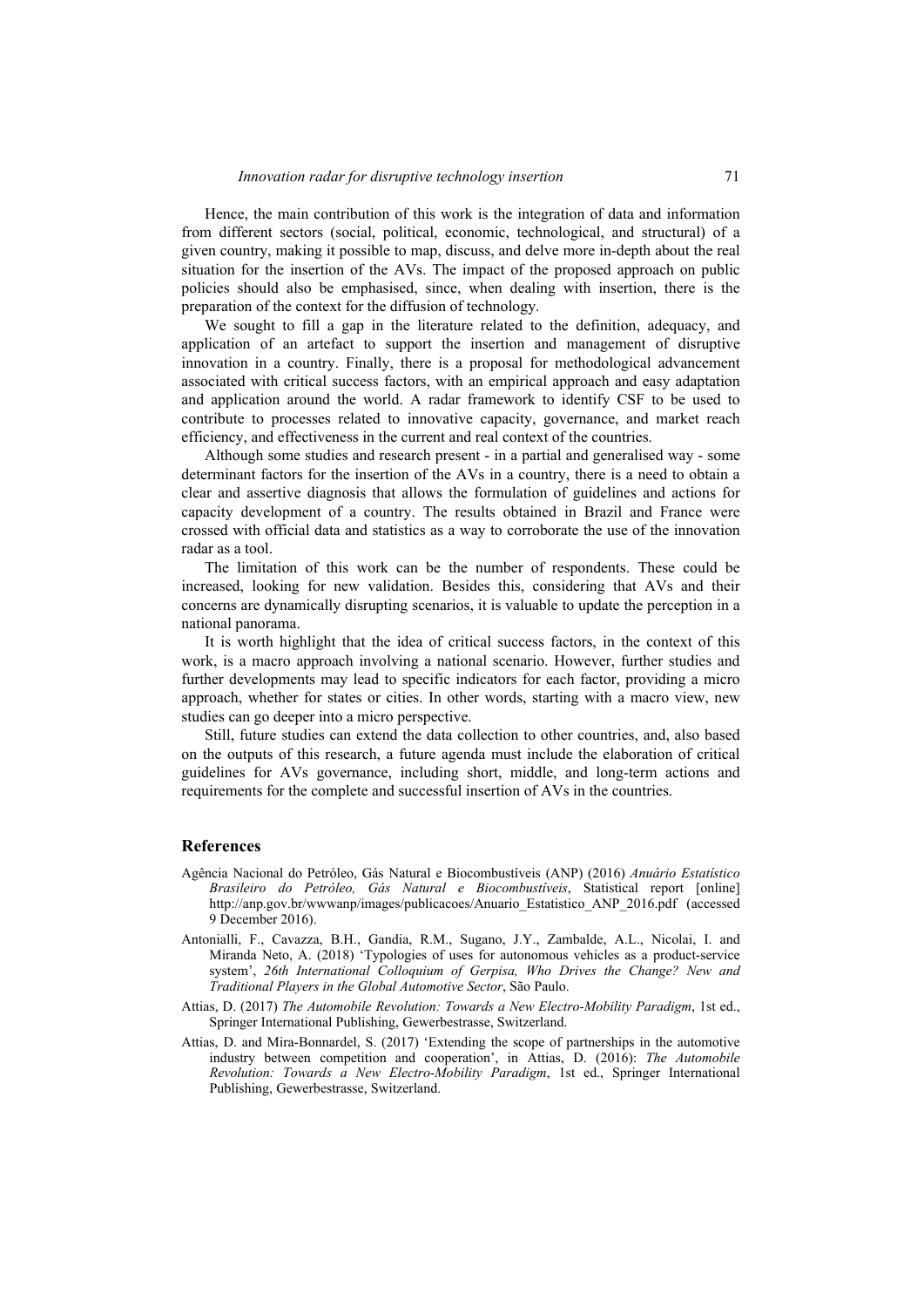Hence, the main contribution of this work is the integration of data and information from different sectors (social, political, economic, technological, and structural) of a given country, making it possible to map, discuss, and delve more in-depth about the real situation for the insertion of the AVs. The impact of the proposed approach on public policies should also be emphasised, since, when dealing with insertion, there is the preparation of the context for the diffusion of technology.

We sought to fill a gap in the literature related to the definition, adequacy, and application of an artefact to support the insertion and management of disruptive innovation in a country. Finally, there is a proposal for methodological advancement associated with critical success factors, with an empirical approach and easy adaptation and application around the world. A radar framework to identify CSF to be used to contribute to processes related to innovative capacity, governance, and market reach efficiency, and effectiveness in the current and real context of the countries.

Although some studies and research present - in a partial and generalised way - some determinant factors for the insertion of the AVs in a country, there is a need to obtain a clear and assertive diagnosis that allows the formulation of guidelines and actions for capacity development of a country. The results obtained in Brazil and France were crossed with official data and statistics as a way to corroborate the use of the innovation radar as a tool.

The limitation of this work can be the number of respondents. These could be increased, looking for new validation. Besides this, considering that AVs and their concerns are dynamically disrupting scenarios, it is valuable to update the perception in a national panorama.

It is worth highlight that the idea of critical success factors, in the context of this work, is a macro approach involving a national scenario. However, further studies and further developments may lead to specific indicators for each factor, providing a micro approach, whether for states or cities. In other words, starting with a macro view, new studies can go deeper into a micro perspective.

Still, future studies can extend the data collection to other countries, and, also based on the outputs of this research, a future agenda must include the elaboration of critical guidelines for AVs governance, including short, middle, and long-term actions and requirements for the complete and successful insertion of AVs in the countries.

## References

Agência Nacional do Petróleo, Gás Natural e Biocombustíveis (ANP) (2016) *Anuário Estatístico Brasileiro do Petróleo, Gás Natural e Biocombustíveis*, Statistical report [online] http://anp.gov.br/wwwanp/images/publicacoes/Anuario_Estatistico_ANP_2016.pdf (accessed 9 December 2016).

Antonialli, F., Cavazza, B.H., Gandia, R.M., Sugano, J.Y., Zambalde, A.L., Nicolai, I. and Miranda Neto, A. (2018) 'Typologies of uses for autonomous vehicles as a product-service system', *26th International Colloquium of Gerpisa, Who Drives the Change? New and Traditional Players in the Global Automotive Sector*, São Paulo.

Attias, D. (2017) *The Automobile Revolution: Towards a New Electro-Mobility Paradigm*, 1st ed., Springer International Publishing, Gewerbestrasse, Switzerland.

Attias, D. and Mira-Bonnardel, S. (2017) 'Extending the scope of partnerships in the automotive industry between competition and cooperation', in Attias, D. (2016): *The Automobile Revolution: Towards a New Electro-Mobility Paradigm*, 1st ed., Springer International Publishing, Gewerbestrasse, Switzerland.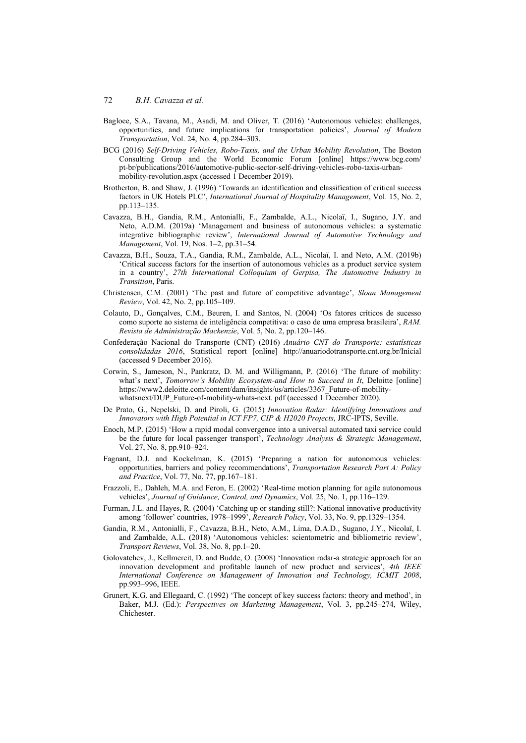Bagloee, S.A., Tavana, M., Asadi, M. and Oliver, T. (2016) 'Autonomous vehicles: challenges, opportunities, and future implications for transportation policies', *Journal of Modern Transportation*, Vol. 24, No. 4, pp.284–303.

BCG (2016) *Self-Driving Vehicles, Robo-Taxis, and the Urban Mobility Revolution*, The Boston Consulting Group and the World Economic Forum [online] https://www.bcg.com/pt-br/publications/2016/automotive-public-sector-self-driving-vehicles-robo-taxis-urban-mobility-revolution.aspx (accessed 1 December 2019).

Brotherton, B. and Shaw, J. (1996) 'Towards an identification and classification of critical success factors in UK Hotels PLC', *International Journal of Hospitality Management*, Vol. 15, No. 2, pp.113–135.

Cavazza, B.H., Gandia, R.M., Antonialli, F., Zambalde, A.L., Nicolaï, I., Sugano, J.Y. and Neto, A.D.M. (2019a) 'Management and business of autonomous vehicles: a systematic integrative bibliographic review', *International Journal of Automotive Technology and Management*, Vol. 19, Nos. 1–2, pp.31–54.

Cavazza, B.H., Souza, T.A., Gandia, R.M., Zambalde, A.L., Nicolaï, I. and Neto, A.M. (2019b) 'Critical success factors for the insertion of autonomous vehicles as a product service system in a country', *27th International Colloquium of Gerpisa, The Automotive Industry in Transition*, Paris.

Christensen, C.M. (2001) 'The past and future of competitive advantage', *Sloan Management Review*, Vol. 42, No. 2, pp.105–109.

Colauto, D., Gonçalves, C.M., Beuren, I. and Santos, N. (2004) 'Os fatores críticos de sucesso como suporte ao sistema de inteligência competitiva: o caso de uma empresa brasileira', *RAM. Revista de Administração Mackenzie*, Vol. 5, No. 2, pp.120–146.

Confederação Nacional do Transporte (CNT) (2016) *Anuário CNT do Transporte: estatísticas consolidadas 2016*, Statistical report [online] http://anuariodotransporte.cnt.org.br/Inicial (accessed 9 December 2016).

Corwin, S., Jameson, N., Pankratz, D. M. and Willigmann, P. (2016) 'The future of mobility: what's next', *Tomorrow's Mobility Ecosystem-and How to Succeed in It*, Deloitte [online] https://www2.deloitte.com/content/dam/insights/us/articles/3367_Future-of-mobility-whatsnext/DUP_Future-of-mobility-whats-next. pdf (accessed 1 December 2020).

De Prato, G., Nepelski, D. and Piroli, G. (2015) *Innovation Radar: Identifying Innovations and Innovators with High Potential in ICT FP7, CIP & H2020 Projects*, JRC-IPTS, Seville.

Enoch, M.P. (2015) 'How a rapid modal convergence into a universal automated taxi service could be the future for local passenger transport', *Technology Analysis & Strategic Management*, Vol. 27, No. 8, pp.910–924.

Fagnant, D.J. and Kockelman, K. (2015) 'Preparing a nation for autonomous vehicles: opportunities, barriers and policy recommendations', *Transportation Research Part A: Policy and Practice*, Vol. 77, No. 77, pp.167–181.

Frazzoli, E., Dahleh, M.A. and Feron, E. (2002) 'Real-time motion planning for agile autonomous vehicles', *Journal of Guidance, Control, and Dynamics*, Vol. 25, No. 1, pp.116–129.

Furman, J.L. and Hayes, R. (2004) 'Catching up or standing still?: National innovative productivity among 'follower' countries, 1978–1999', *Research Policy*, Vol. 33, No. 9, pp.1329–1354.

Gandia, R.M., Antonialli, F., Cavazza, B.H., Neto, A.M., Lima, D.A.D., Sugano, J.Y., Nicolaï, I. and Zambalde, A.L. (2018) 'Autonomous vehicles: scientometric and bibliometric review', *Transport Reviews*, Vol. 38, No. 8, pp.1–20.

Golovatchev, J., Kellmereit, D. and Budde, O. (2008) 'Innovation radar-a strategic approach for an innovation development and profitable launch of new product and services', *4th IEEE International Conference on Management of Innovation and Technology, ICMIT 2008*, pp.993–996, IEEE.

Grunert, K.G. and Ellegaard, C. (1992) 'The concept of key success factors: theory and method', in Baker, M.J. (Ed.): *Perspectives on Marketing Management*, Vol. 3, pp.245–274, Wiley, Chichester.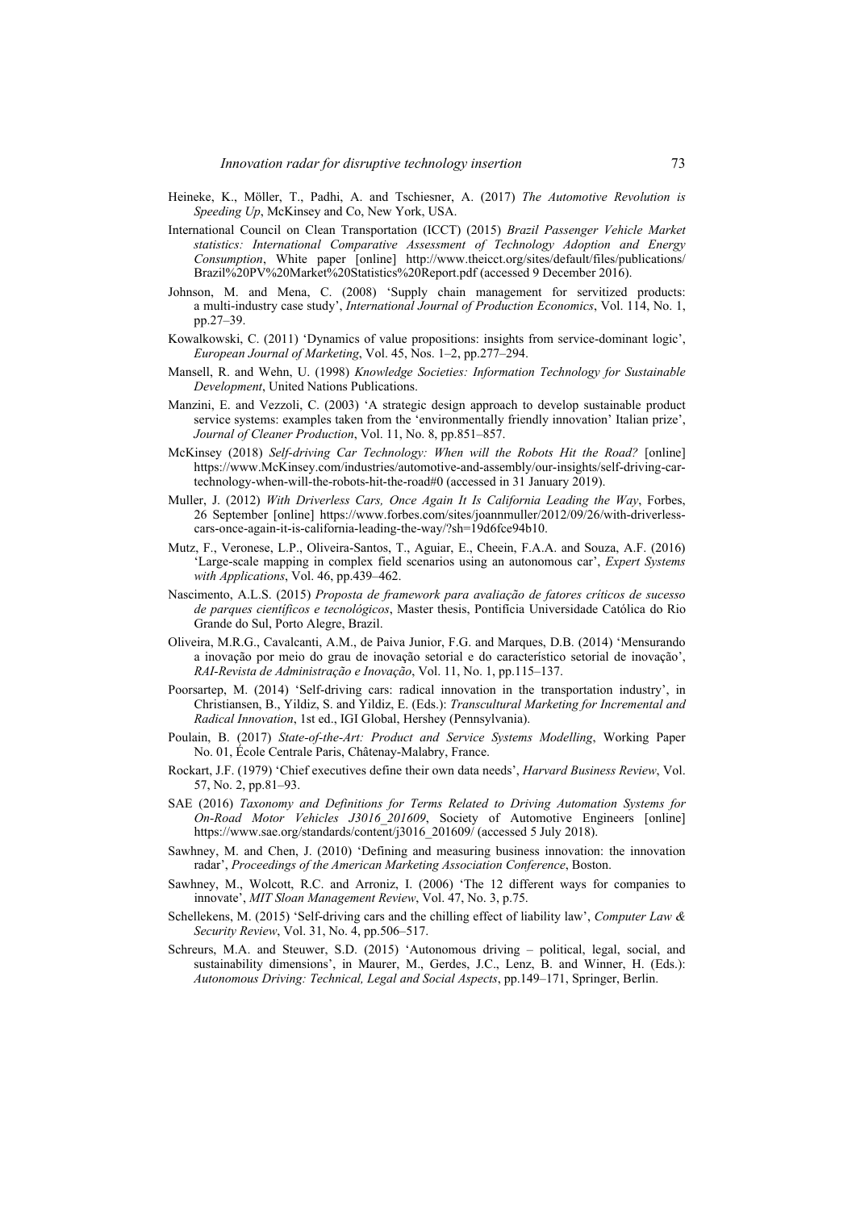Heineke, K., Möller, T., Padhi, A. and Tschiesner, A. (2017) *The Automotive Revolution is Speeding Up*, McKinsey and Co, New York, USA.

International Council on Clean Transportation (ICCT) (2015) *Brazil Passenger Vehicle Market statistics: International Comparative Assessment of Technology Adoption and Energy Consumption*, White paper [online] http://www.theicct.org/sites/default/files/publications/Brazil%20PV%20Market%20Statistics%20Report.pdf (accessed 9 December 2016).

Johnson, M. and Mena, C. (2008) 'Supply chain management for servitized products: a multi-industry case study', *International Journal of Production Economics*, Vol. 114, No. 1, pp.27–39.

Kowalkowski, C. (2011) 'Dynamics of value propositions: insights from service-dominant logic', *European Journal of Marketing*, Vol. 45, Nos. 1–2, pp.277–294.

Mansell, R. and Wehn, U. (1998) *Knowledge Societies: Information Technology for Sustainable Development*, United Nations Publications.

Manzini, E. and Vezzoli, C. (2003) 'A strategic design approach to develop sustainable product service systems: examples taken from the 'environmentally friendly innovation' Italian prize', *Journal of Cleaner Production*, Vol. 11, No. 8, pp.851–857.

McKinsey (2018) *Self-driving Car Technology: When will the Robots Hit the Road?* [online] https://www.McKinsey.com/industries/automotive-and-assembly/our-insights/self-driving-car-technology-when-will-the-robots-hit-the-road#0 (accessed in 31 January 2019).

Muller, J. (2012) *With Driverless Cars, Once Again It Is California Leading the Way*, Forbes, 26 September [online] https://www.forbes.com/sites/joannmuller/2012/09/26/with-driverless-cars-once-again-it-is-california-leading-the-way/?sh=19d6fce94b10.

Mutz, F., Veronese, L.P., Oliveira-Santos, T., Aguiar, E., Cheein, F.A.A. and Souza, A.F. (2016) 'Large-scale mapping in complex field scenarios using an autonomous car', *Expert Systems with Applications*, Vol. 46, pp.439–462.

Nascimento, A.L.S. (2015) *Proposta de framework para avaliação de fatores críticos de sucesso de parques científicos e tecnológicos*, Master thesis, Pontifícia Universidade Católica do Rio Grande do Sul, Porto Alegre, Brazil.

Oliveira, M.R.G., Cavalcanti, A.M., de Paiva Junior, F.G. and Marques, D.B. (2014) 'Mensurando a inovação por meio do grau de inovação setorial e do característico setorial de inovação', *RAI-Revista de Administração e Inovação*, Vol. 11, No. 1, pp.115–137.

Poorsartep, M. (2014) 'Self-driving cars: radical innovation in the transportation industry', in Christiansen, B., Yildiz, S. and Yildiz, E. (Eds.): *Transcultural Marketing for Incremental and Radical Innovation*, 1st ed., IGI Global, Hershey (Pennsylvania).

Poulain, B. (2017) *State-of-the-Art: Product and Service Systems Modelling*, Working Paper No. 01, École Centrale Paris, Châtenay-Malabry, France.

Rockart, J.F. (1979) 'Chief executives define their own data needs', *Harvard Business Review*, Vol. 57, No. 2, pp.81–93.

SAE (2016) *Taxonomy and Definitions for Terms Related to Driving Automation Systems for On-Road Motor Vehicles J3016_201609*, Society of Automotive Engineers [online] https://www.sae.org/standards/content/j3016_201609/ (accessed 5 July 2018).

Sawhney, M. and Chen, J. (2010) 'Defining and measuring business innovation: the innovation radar', *Proceedings of the American Marketing Association Conference*, Boston.

Sawhney, M., Wolcott, R.C. and Arroniz, I. (2006) 'The 12 different ways for companies to innovate', *MIT Sloan Management Review*, Vol. 47, No. 3, p.75.

Schellekens, M. (2015) 'Self-driving cars and the chilling effect of liability law', *Computer Law & Security Review*, Vol. 31, No. 4, pp.506–517.

Schreurs, M.A. and Steuwer, S.D. (2015) 'Autonomous driving – political, legal, social, and sustainability dimensions', in Maurer, M., Gerdes, J.C., Lenz, B. and Winner, H. (Eds.): *Autonomous Driving: Technical, Legal and Social Aspects*, pp.149–171, Springer, Berlin.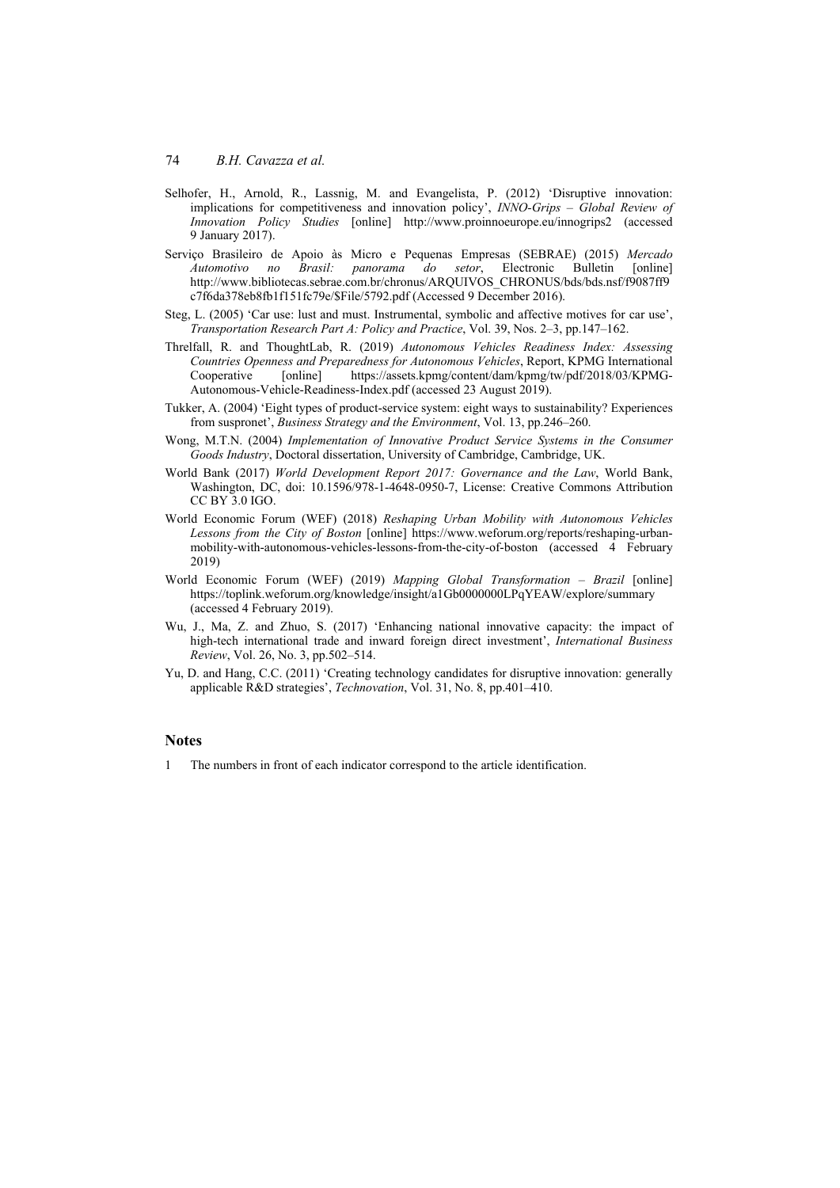Selhofer, H., Arnold, R., Lassnig, M. and Evangelista, P. (2012) 'Disruptive innovation: implications for competitiveness and innovation policy', *INNO-Grips – Global Review of Innovation Policy Studies* [online] http://www.proinnoeurope.eu/innogrips2 (accessed 9 January 2017).

Serviço Brasileiro de Apoio às Micro e Pequenas Empresas (SEBRAE) (2015) *Mercado Automotivo no Brasil: panorama do setor*, Electronic Bulletin [online] http://www.bibliotecas.sebrae.com.br/chronus/ARQUIVOS_CHRONUS/bds/bds.nsf/f9087ff9c7f6da378eb8fb1f151fc79e/$File/5792.pdf (Accessed 9 December 2016).

Steg, L. (2005) 'Car use: lust and must. Instrumental, symbolic and affective motives for car use', *Transportation Research Part A: Policy and Practice*, Vol. 39, Nos. 2–3, pp.147–162.

Threlfall, R. and ThoughtLab, R. (2019) *Autonomous Vehicles Readiness Index: Assessing Countries Openness and Preparedness for Autonomous Vehicles*, Report, KPMG International Cooperative [online] https://assets.kpmg/content/dam/kpmg/tw/pdf/2018/03/KPMG-Autonomous-Vehicle-Readiness-Index.pdf (accessed 23 August 2019).

Tukker, A. (2004) 'Eight types of product-service system: eight ways to sustainability? Experiences from suspronet', *Business Strategy and the Environment*, Vol. 13, pp.246–260.

Wong, M.T.N. (2004) *Implementation of Innovative Product Service Systems in the Consumer Goods Industry*, Doctoral dissertation, University of Cambridge, Cambridge, UK.

World Bank (2017) *World Development Report 2017: Governance and the Law*, World Bank, Washington, DC, doi: 10.1596/978-1-4648-0950-7, License: Creative Commons Attribution CC BY 3.0 IGO.

World Economic Forum (WEF) (2018) *Reshaping Urban Mobility with Autonomous Vehicles Lessons from the City of Boston* [online] https://www.weforum.org/reports/reshaping-urban-mobility-with-autonomous-vehicles-lessons-from-the-city-of-boston (accessed 4 February 2019)

World Economic Forum (WEF) (2019) *Mapping Global Transformation – Brazil* [online] https://toplink.weforum.org/knowledge/insight/a1Gb0000000LPqYEAW/explore/summary (accessed 4 February 2019).

Wu, J., Ma, Z. and Zhuo, S. (2017) 'Enhancing national innovative capacity: the impact of high-tech international trade and inward foreign direct investment', *International Business Review*, Vol. 26, No. 3, pp.502–514.

Yu, D. and Hang, C.C. (2011) 'Creating technology candidates for disruptive innovation: generally applicable R&D strategies', *Technovation*, Vol. 31, No. 8, pp.401–410.

## Notes

1 The numbers in front of each indicator correspond to the article identification.